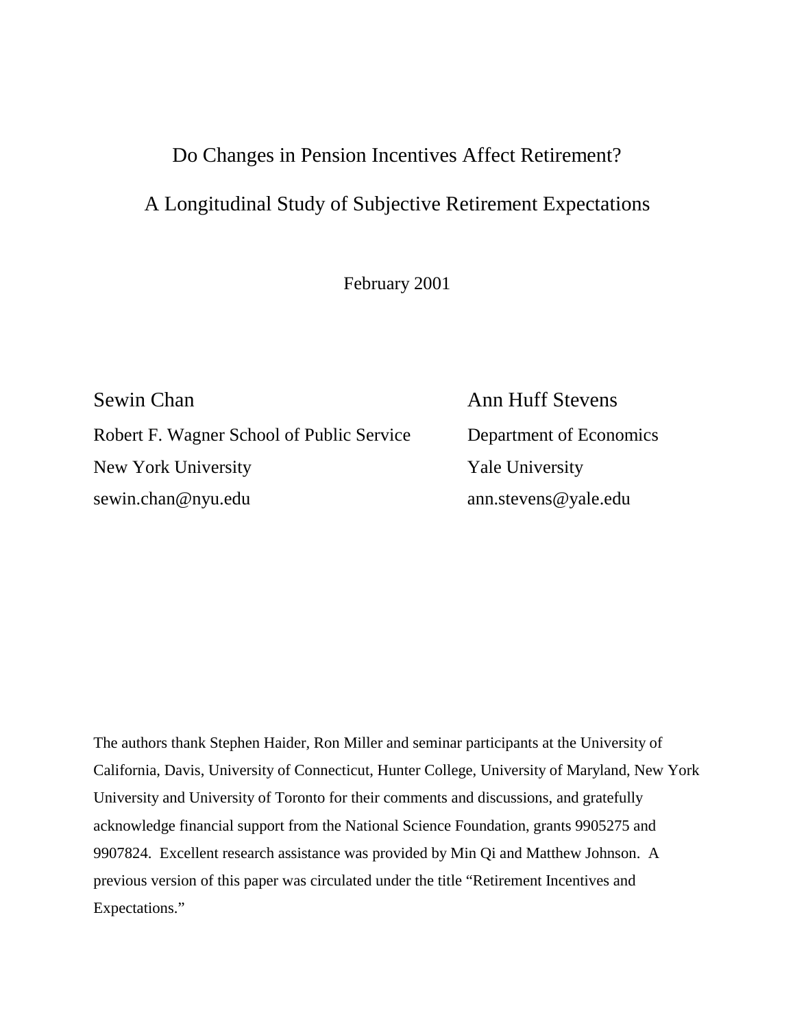# Do Changes in Pension Incentives Affect Retirement?

# A Longitudinal Study of Subjective Retirement Expectations

February 2001

Sewin Chan
Robert F. Wagner School of Public Service
New York University
sewin.chan@nyu.edu

Ann Huff Stevens
Department of Economics
Yale University
ann.stevens@yale.edu

The authors thank Stephen Haider, Ron Miller and seminar participants at the University of California, Davis, University of Connecticut, Hunter College, University of Maryland, New York University and University of Toronto for their comments and discussions, and gratefully acknowledge financial support from the National Science Foundation, grants 9905275 and 9907824. Excellent research assistance was provided by Min Qi and Matthew Johnson. A previous version of this paper was circulated under the title "Retirement Incentives and Expectations."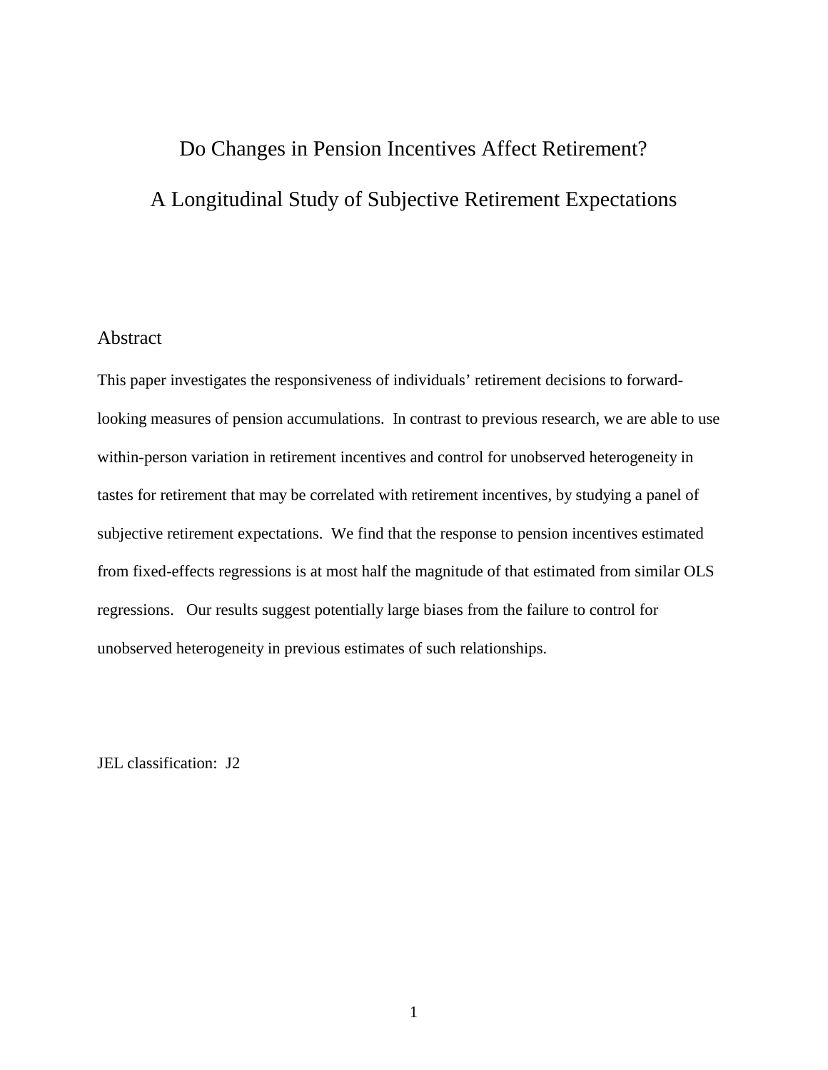# Do Changes in Pension Incentives Affect Retirement?

# A Longitudinal Study of Subjective Retirement Expectations

## Abstract

This paper investigates the responsiveness of individuals' retirement decisions to forward-looking measures of pension accumulations. In contrast to previous research, we are able to use within-person variation in retirement incentives and control for unobserved heterogeneity in tastes for retirement that may be correlated with retirement incentives, by studying a panel of subjective retirement expectations. We find that the response to pension incentives estimated from fixed-effects regressions is at most half the magnitude of that estimated from similar OLS regressions. Our results suggest potentially large biases from the failure to control for unobserved heterogeneity in previous estimates of such relationships.

JEL classification: J2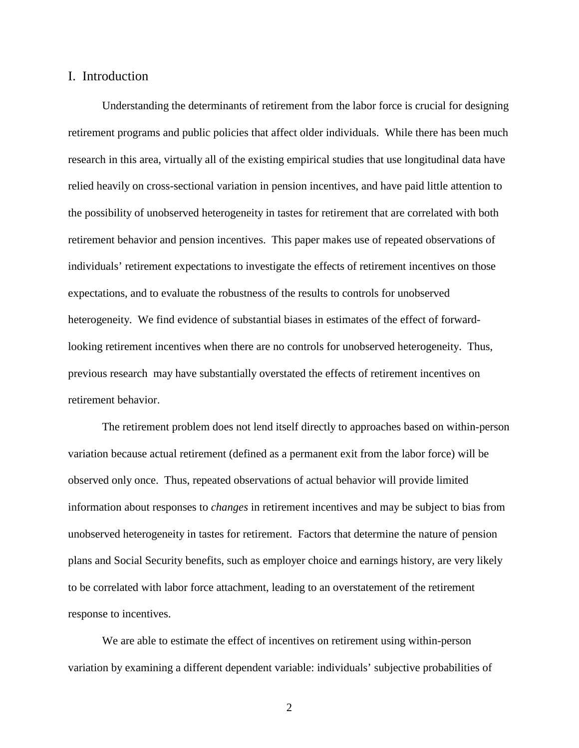## I. Introduction

Understanding the determinants of retirement from the labor force is crucial for designing retirement programs and public policies that affect older individuals. While there has been much research in this area, virtually all of the existing empirical studies that use longitudinal data have relied heavily on cross-sectional variation in pension incentives, and have paid little attention to the possibility of unobserved heterogeneity in tastes for retirement that are correlated with both retirement behavior and pension incentives. This paper makes use of repeated observations of individuals' retirement expectations to investigate the effects of retirement incentives on those expectations, and to evaluate the robustness of the results to controls for unobserved heterogeneity. We find evidence of substantial biases in estimates of the effect of forward-looking retirement incentives when there are no controls for unobserved heterogeneity. Thus, previous research may have substantially overstated the effects of retirement incentives on retirement behavior.

The retirement problem does not lend itself directly to approaches based on within-person variation because actual retirement (defined as a permanent exit from the labor force) will be observed only once. Thus, repeated observations of actual behavior will provide limited information about responses to *changes* in retirement incentives and may be subject to bias from unobserved heterogeneity in tastes for retirement. Factors that determine the nature of pension plans and Social Security benefits, such as employer choice and earnings history, are very likely to be correlated with labor force attachment, leading to an overstatement of the retirement response to incentives.

We are able to estimate the effect of incentives on retirement using within-person variation by examining a different dependent variable: individuals' subjective probabilities of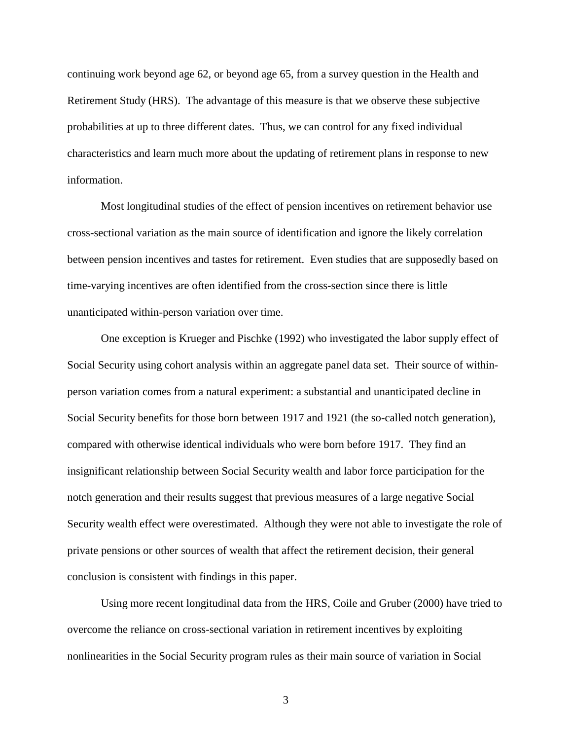continuing work beyond age 62, or beyond age 65, from a survey question in the Health and Retirement Study (HRS). The advantage of this measure is that we observe these subjective probabilities at up to three different dates. Thus, we can control for any fixed individual characteristics and learn much more about the updating of retirement plans in response to new information.

Most longitudinal studies of the effect of pension incentives on retirement behavior use cross-sectional variation as the main source of identification and ignore the likely correlation between pension incentives and tastes for retirement. Even studies that are supposedly based on time-varying incentives are often identified from the cross-section since there is little unanticipated within-person variation over time.

One exception is Krueger and Pischke (1992) who investigated the labor supply effect of Social Security using cohort analysis within an aggregate panel data set. Their source of within-person variation comes from a natural experiment: a substantial and unanticipated decline in Social Security benefits for those born between 1917 and 1921 (the so-called notch generation), compared with otherwise identical individuals who were born before 1917. They find an insignificant relationship between Social Security wealth and labor force participation for the notch generation and their results suggest that previous measures of a large negative Social Security wealth effect were overestimated. Although they were not able to investigate the role of private pensions or other sources of wealth that affect the retirement decision, their general conclusion is consistent with findings in this paper.

Using more recent longitudinal data from the HRS, Coile and Gruber (2000) have tried to overcome the reliance on cross-sectional variation in retirement incentives by exploiting nonlinearities in the Social Security program rules as their main source of variation in Social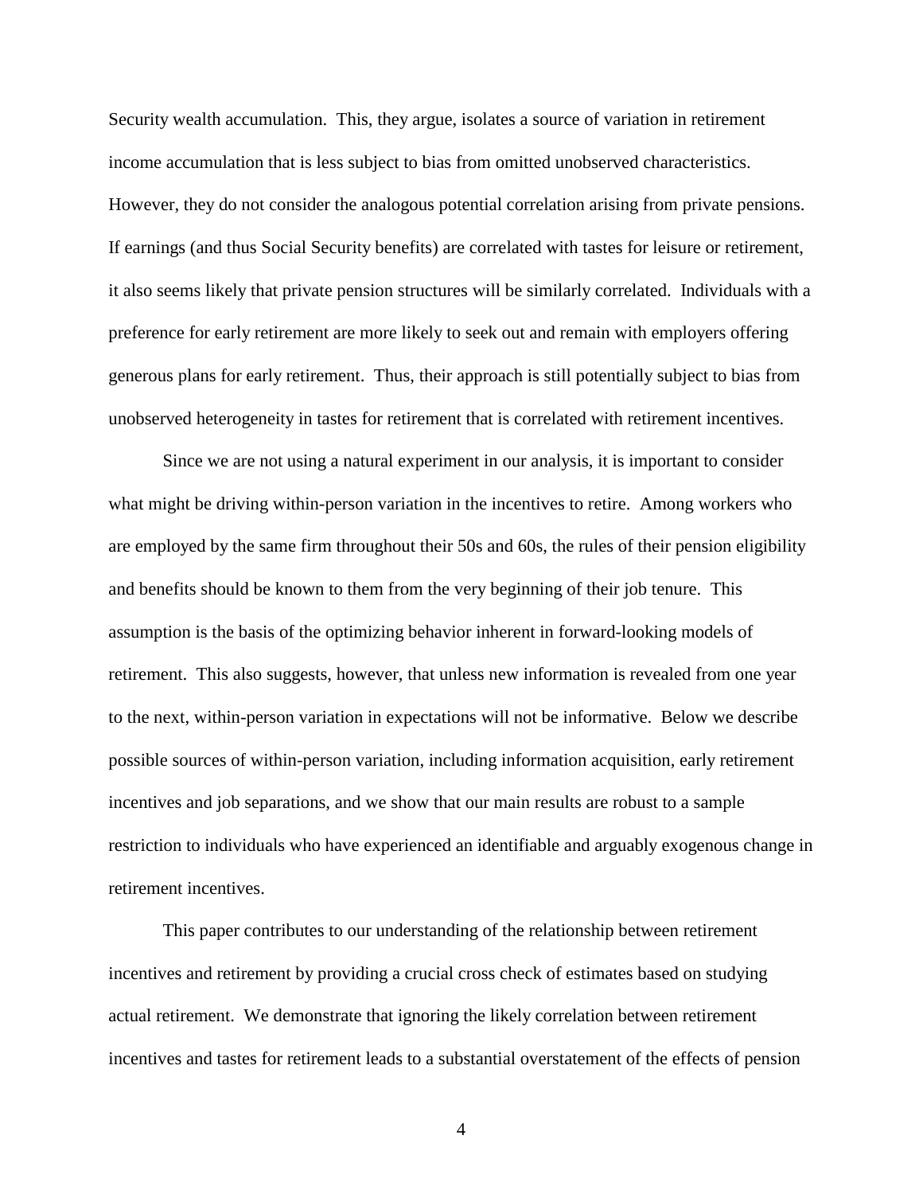Security wealth accumulation. This, they argue, isolates a source of variation in retirement income accumulation that is less subject to bias from omitted unobserved characteristics. However, they do not consider the analogous potential correlation arising from private pensions. If earnings (and thus Social Security benefits) are correlated with tastes for leisure or retirement, it also seems likely that private pension structures will be similarly correlated. Individuals with a preference for early retirement are more likely to seek out and remain with employers offering generous plans for early retirement. Thus, their approach is still potentially subject to bias from unobserved heterogeneity in tastes for retirement that is correlated with retirement incentives.

Since we are not using a natural experiment in our analysis, it is important to consider what might be driving within-person variation in the incentives to retire. Among workers who are employed by the same firm throughout their 50s and 60s, the rules of their pension eligibility and benefits should be known to them from the very beginning of their job tenure. This assumption is the basis of the optimizing behavior inherent in forward-looking models of retirement. This also suggests, however, that unless new information is revealed from one year to the next, within-person variation in expectations will not be informative. Below we describe possible sources of within-person variation, including information acquisition, early retirement incentives and job separations, and we show that our main results are robust to a sample restriction to individuals who have experienced an identifiable and arguably exogenous change in retirement incentives.

This paper contributes to our understanding of the relationship between retirement incentives and retirement by providing a crucial cross check of estimates based on studying actual retirement. We demonstrate that ignoring the likely correlation between retirement incentives and tastes for retirement leads to a substantial overstatement of the effects of pension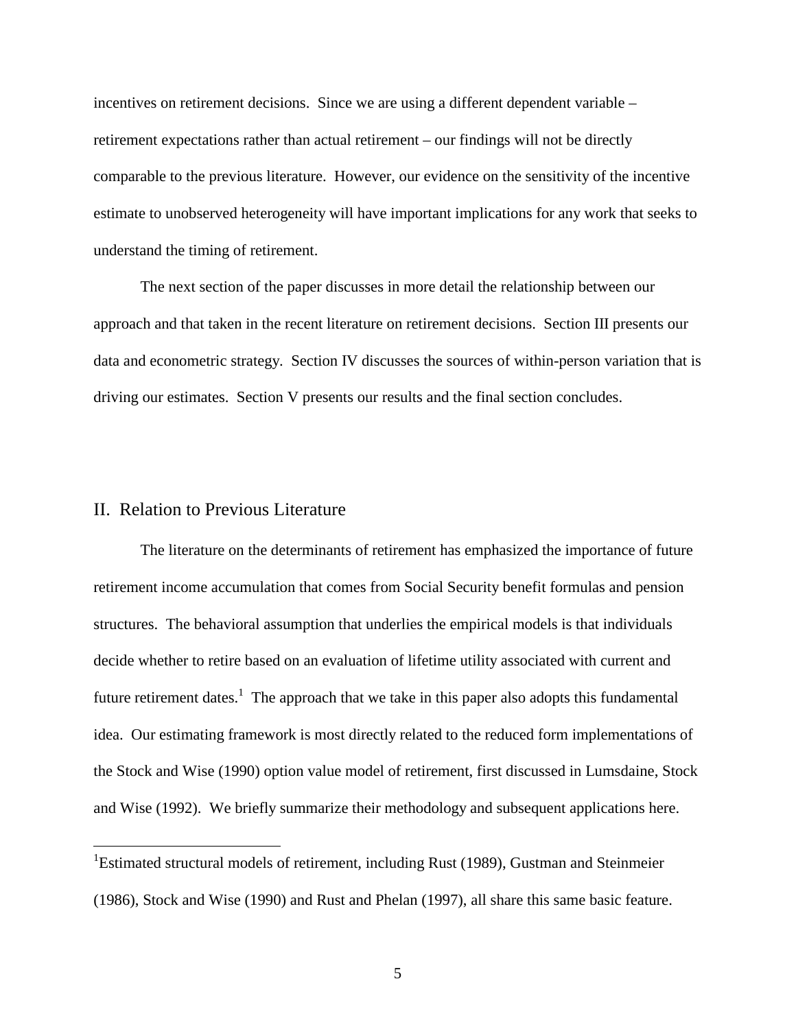incentives on retirement decisions. Since we are using a different dependent variable – retirement expectations rather than actual retirement – our findings will not be directly comparable to the previous literature. However, our evidence on the sensitivity of the incentive estimate to unobserved heterogeneity will have important implications for any work that seeks to understand the timing of retirement.

The next section of the paper discusses in more detail the relationship between our approach and that taken in the recent literature on retirement decisions. Section III presents our data and econometric strategy. Section IV discusses the sources of within-person variation that is driving our estimates. Section V presents our results and the final section concludes.

## II. Relation to Previous Literature

The literature on the determinants of retirement has emphasized the importance of future retirement income accumulation that comes from Social Security benefit formulas and pension structures. The behavioral assumption that underlies the empirical models is that individuals decide whether to retire based on an evaluation of lifetime utility associated with current and future retirement dates.[1] The approach that we take in this paper also adopts this fundamental idea. Our estimating framework is most directly related to the reduced form implementations of the Stock and Wise (1990) option value model of retirement, first discussed in Lumsdaine, Stock and Wise (1992). We briefly summarize their methodology and subsequent applications here.

---

[1]Estimated structural models of retirement, including Rust (1989), Gustman and Steinmeier (1986), Stock and Wise (1990) and Rust and Phelan (1997), all share this same basic feature.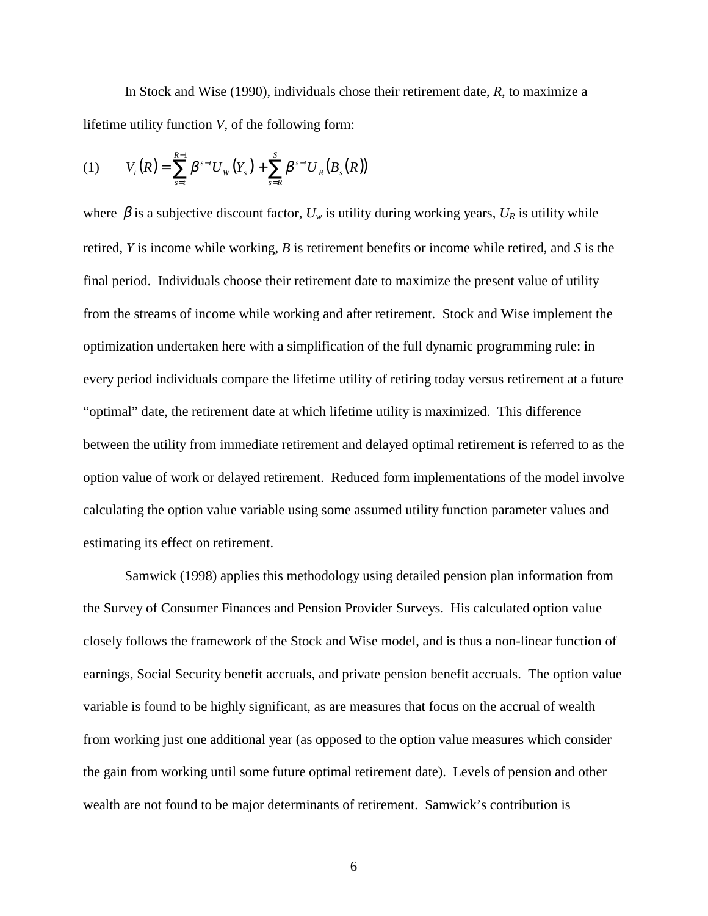In Stock and Wise (1990), individuals chose their retirement date, *R*, to maximize a lifetime utility function *V*, of the following form:

$$
(1) \qquad V_t(R) = \sum_{s=t}^{R-1} \beta^{s-t} U_W(Y_s) + \sum_{s=R}^{S} \beta^{s-t} U_R(B_s(R))
$$

where $\beta$ is a subjective discount factor, $U_w$ is utility during working years, $U_R$ is utility while retired, *Y* is income while working, *B* is retirement benefits or income while retired, and *S* is the final period. Individuals choose their retirement date to maximize the present value of utility from the streams of income while working and after retirement. Stock and Wise implement the optimization undertaken here with a simplification of the full dynamic programming rule: in every period individuals compare the lifetime utility of retiring today versus retirement at a future "optimal" date, the retirement date at which lifetime utility is maximized. This difference between the utility from immediate retirement and delayed optimal retirement is referred to as the option value of work or delayed retirement. Reduced form implementations of the model involve calculating the option value variable using some assumed utility function parameter values and estimating its effect on retirement.

Samwick (1998) applies this methodology using detailed pension plan information from the Survey of Consumer Finances and Pension Provider Surveys. His calculated option value closely follows the framework of the Stock and Wise model, and is thus a non-linear function of earnings, Social Security benefit accruals, and private pension benefit accruals. The option value variable is found to be highly significant, as are measures that focus on the accrual of wealth from working just one additional year (as opposed to the option value measures which consider the gain from working until some future optimal retirement date). Levels of pension and other wealth are not found to be major determinants of retirement. Samwick's contribution is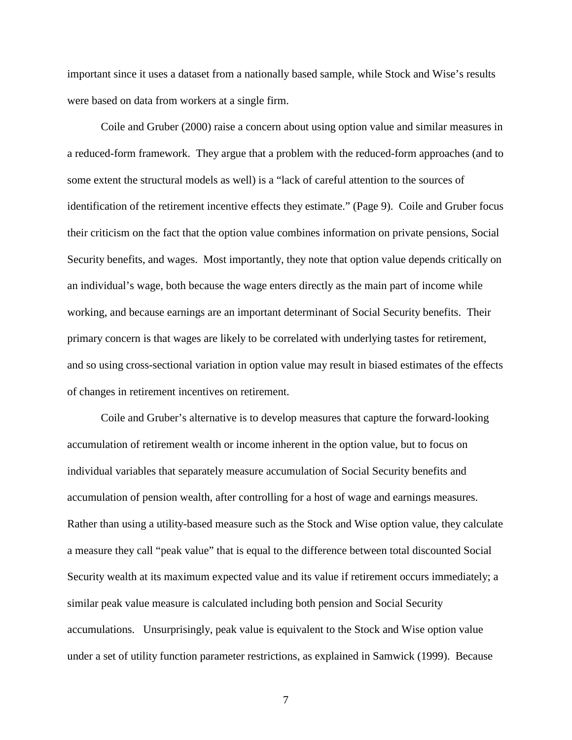important since it uses a dataset from a nationally based sample, while Stock and Wise's results were based on data from workers at a single firm.

Coile and Gruber (2000) raise a concern about using option value and similar measures in a reduced-form framework. They argue that a problem with the reduced-form approaches (and to some extent the structural models as well) is a "lack of careful attention to the sources of identification of the retirement incentive effects they estimate." (Page 9). Coile and Gruber focus their criticism on the fact that the option value combines information on private pensions, Social Security benefits, and wages. Most importantly, they note that option value depends critically on an individual's wage, both because the wage enters directly as the main part of income while working, and because earnings are an important determinant of Social Security benefits. Their primary concern is that wages are likely to be correlated with underlying tastes for retirement, and so using cross-sectional variation in option value may result in biased estimates of the effects of changes in retirement incentives on retirement.

Coile and Gruber's alternative is to develop measures that capture the forward-looking accumulation of retirement wealth or income inherent in the option value, but to focus on individual variables that separately measure accumulation of Social Security benefits and accumulation of pension wealth, after controlling for a host of wage and earnings measures. Rather than using a utility-based measure such as the Stock and Wise option value, they calculate a measure they call "peak value" that is equal to the difference between total discounted Social Security wealth at its maximum expected value and its value if retirement occurs immediately; a similar peak value measure is calculated including both pension and Social Security accumulations. Unsurprisingly, peak value is equivalent to the Stock and Wise option value under a set of utility function parameter restrictions, as explained in Samwick (1999). Because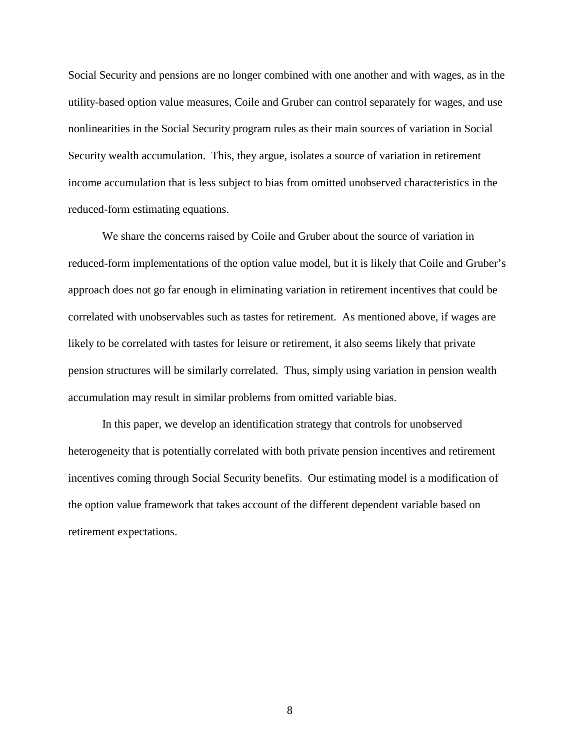Social Security and pensions are no longer combined with one another and with wages, as in the utility-based option value measures, Coile and Gruber can control separately for wages, and use nonlinearities in the Social Security program rules as their main sources of variation in Social Security wealth accumulation. This, they argue, isolates a source of variation in retirement income accumulation that is less subject to bias from omitted unobserved characteristics in the reduced-form estimating equations.

We share the concerns raised by Coile and Gruber about the source of variation in reduced-form implementations of the option value model, but it is likely that Coile and Gruber's approach does not go far enough in eliminating variation in retirement incentives that could be correlated with unobservables such as tastes for retirement. As mentioned above, if wages are likely to be correlated with tastes for leisure or retirement, it also seems likely that private pension structures will be similarly correlated. Thus, simply using variation in pension wealth accumulation may result in similar problems from omitted variable bias.

In this paper, we develop an identification strategy that controls for unobserved heterogeneity that is potentially correlated with both private pension incentives and retirement incentives coming through Social Security benefits. Our estimating model is a modification of the option value framework that takes account of the different dependent variable based on retirement expectations.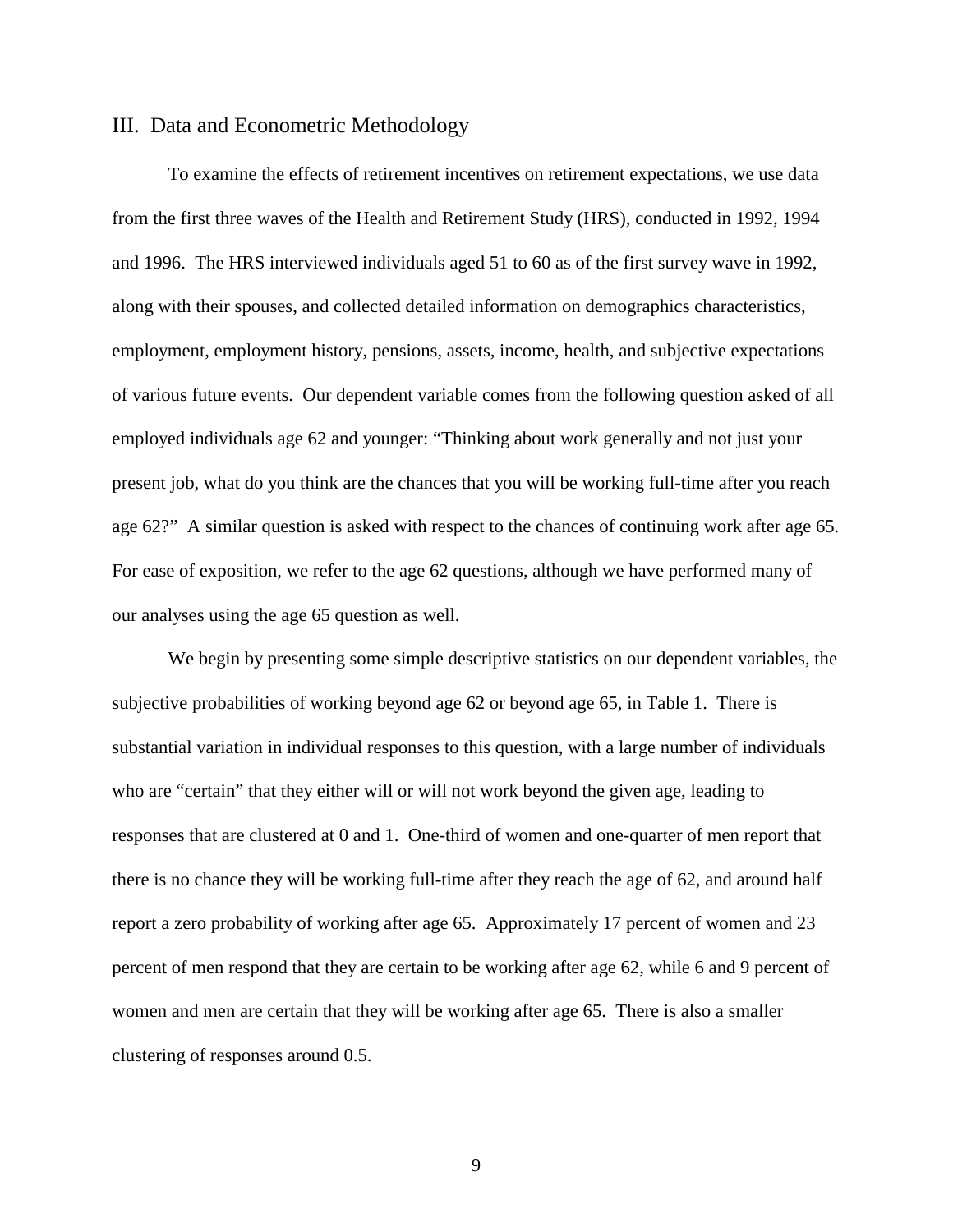## III. Data and Econometric Methodology

To examine the effects of retirement incentives on retirement expectations, we use data from the first three waves of the Health and Retirement Study (HRS), conducted in 1992, 1994 and 1996. The HRS interviewed individuals aged 51 to 60 as of the first survey wave in 1992, along with their spouses, and collected detailed information on demographics characteristics, employment, employment history, pensions, assets, income, health, and subjective expectations of various future events. Our dependent variable comes from the following question asked of all employed individuals age 62 and younger: "Thinking about work generally and not just your present job, what do you think are the chances that you will be working full-time after you reach age 62?" A similar question is asked with respect to the chances of continuing work after age 65. For ease of exposition, we refer to the age 62 questions, although we have performed many of our analyses using the age 65 question as well.

We begin by presenting some simple descriptive statistics on our dependent variables, the subjective probabilities of working beyond age 62 or beyond age 65, in Table 1. There is substantial variation in individual responses to this question, with a large number of individuals who are "certain" that they either will or will not work beyond the given age, leading to responses that are clustered at 0 and 1. One-third of women and one-quarter of men report that there is no chance they will be working full-time after they reach the age of 62, and around half report a zero probability of working after age 65. Approximately 17 percent of women and 23 percent of men respond that they are certain to be working after age 62, while 6 and 9 percent of women and men are certain that they will be working after age 65. There is also a smaller clustering of responses around 0.5.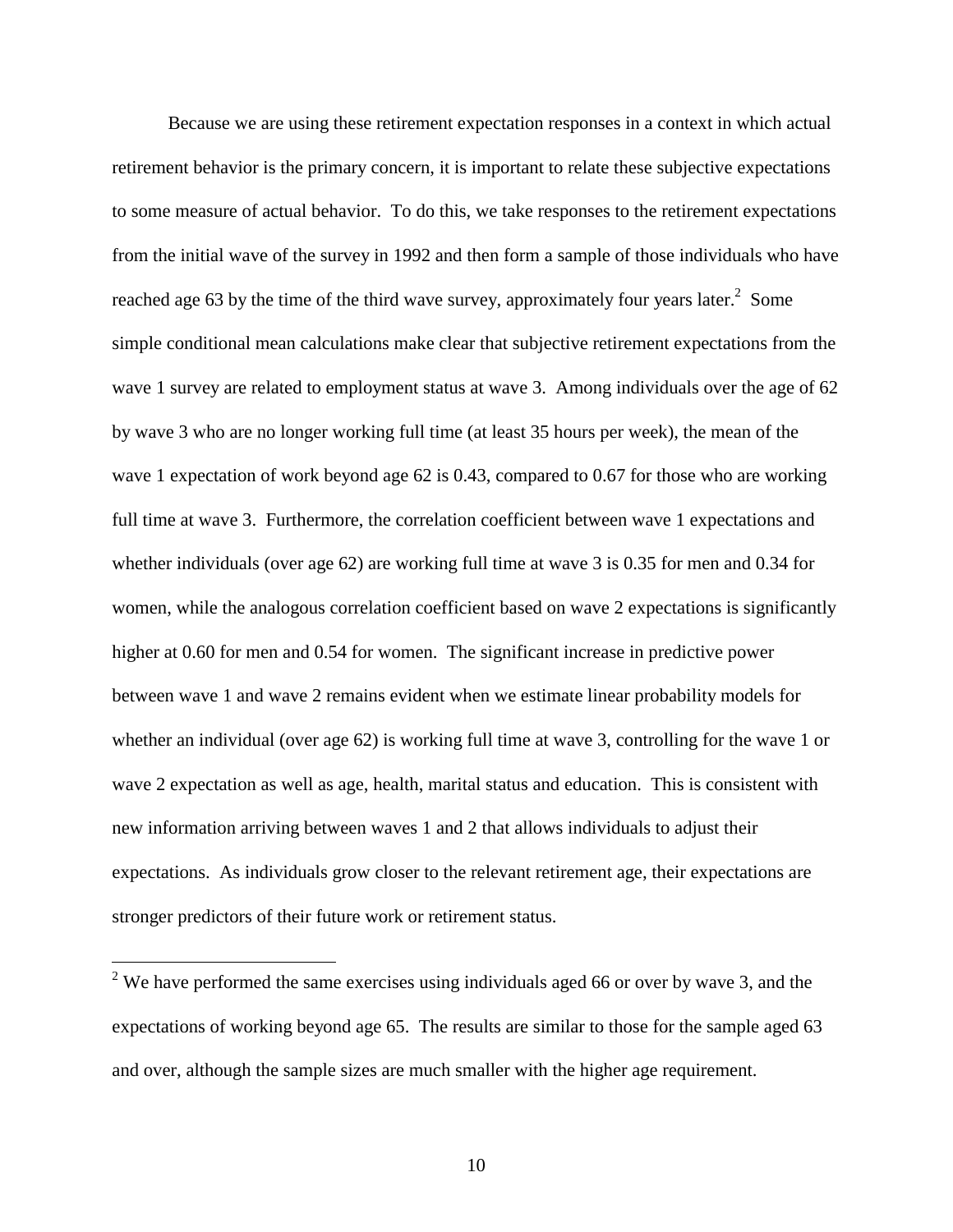Because we are using these retirement expectation responses in a context in which actual retirement behavior is the primary concern, it is important to relate these subjective expectations to some measure of actual behavior. To do this, we take responses to the retirement expectations from the initial wave of the survey in 1992 and then form a sample of those individuals who have reached age 63 by the time of the third wave survey, approximately four years later.[2] Some simple conditional mean calculations make clear that subjective retirement expectations from the wave 1 survey are related to employment status at wave 3. Among individuals over the age of 62 by wave 3 who are no longer working full time (at least 35 hours per week), the mean of the wave 1 expectation of work beyond age 62 is 0.43, compared to 0.67 for those who are working full time at wave 3. Furthermore, the correlation coefficient between wave 1 expectations and whether individuals (over age 62) are working full time at wave 3 is 0.35 for men and 0.34 for women, while the analogous correlation coefficient based on wave 2 expectations is significantly higher at 0.60 for men and 0.54 for women. The significant increase in predictive power between wave 1 and wave 2 remains evident when we estimate linear probability models for whether an individual (over age 62) is working full time at wave 3, controlling for the wave 1 or wave 2 expectation as well as age, health, marital status and education. This is consistent with new information arriving between waves 1 and 2 that allows individuals to adjust their expectations. As individuals grow closer to the relevant retirement age, their expectations are stronger predictors of their future work or retirement status.

---

[2] We have performed the same exercises using individuals aged 66 or over by wave 3, and the expectations of working beyond age 65. The results are similar to those for the sample aged 63 and over, although the sample sizes are much smaller with the higher age requirement.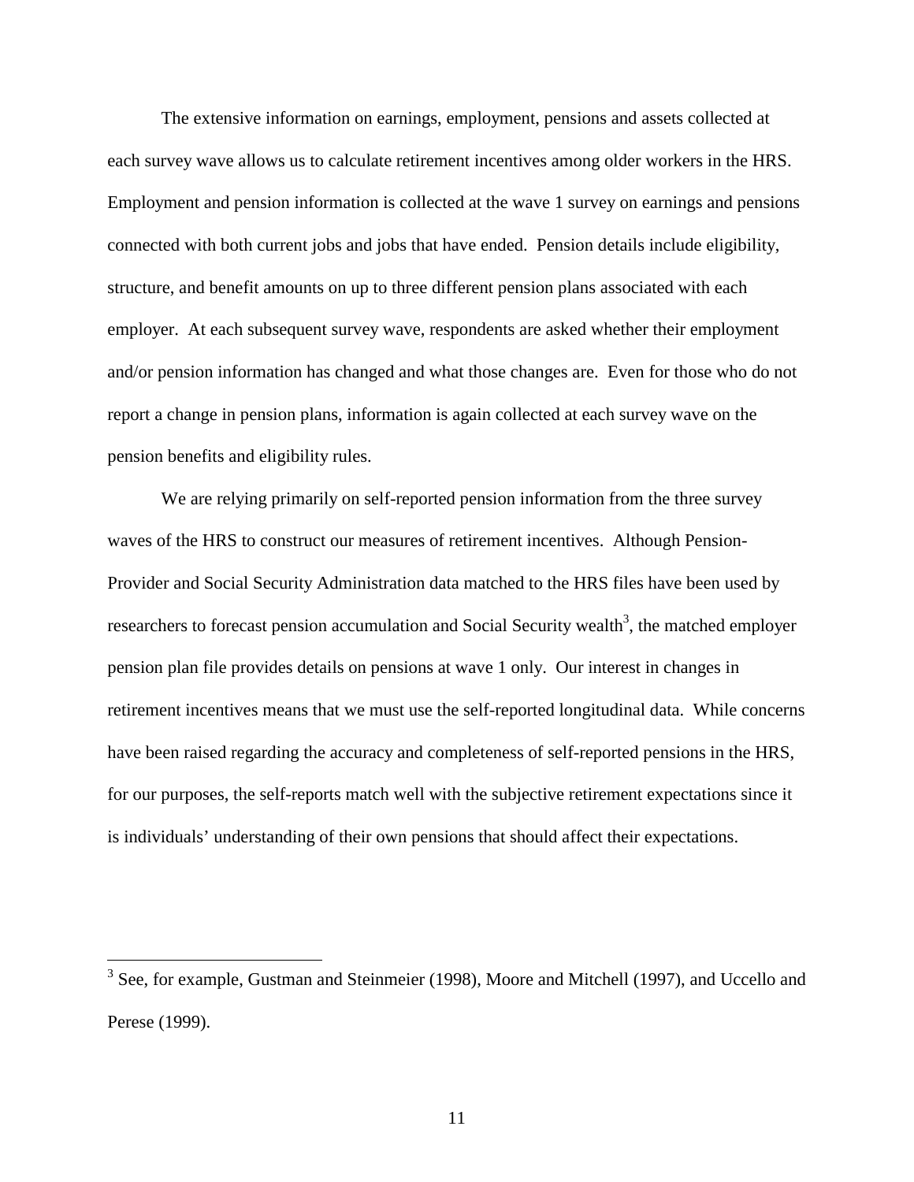The extensive information on earnings, employment, pensions and assets collected at each survey wave allows us to calculate retirement incentives among older workers in the HRS. Employment and pension information is collected at the wave 1 survey on earnings and pensions connected with both current jobs and jobs that have ended. Pension details include eligibility, structure, and benefit amounts on up to three different pension plans associated with each employer. At each subsequent survey wave, respondents are asked whether their employment and/or pension information has changed and what those changes are. Even for those who do not report a change in pension plans, information is again collected at each survey wave on the pension benefits and eligibility rules.

We are relying primarily on self-reported pension information from the three survey waves of the HRS to construct our measures of retirement incentives. Although Pension-Provider and Social Security Administration data matched to the HRS files have been used by researchers to forecast pension accumulation and Social Security wealth[3], the matched employer pension plan file provides details on pensions at wave 1 only. Our interest in changes in retirement incentives means that we must use the self-reported longitudinal data. While concerns have been raised regarding the accuracy and completeness of self-reported pensions in the HRS, for our purposes, the self-reports match well with the subjective retirement expectations since it is individuals' understanding of their own pensions that should affect their expectations.

[3] See, for example, Gustman and Steinmeier (1998), Moore and Mitchell (1997), and Uccello and Perese (1999).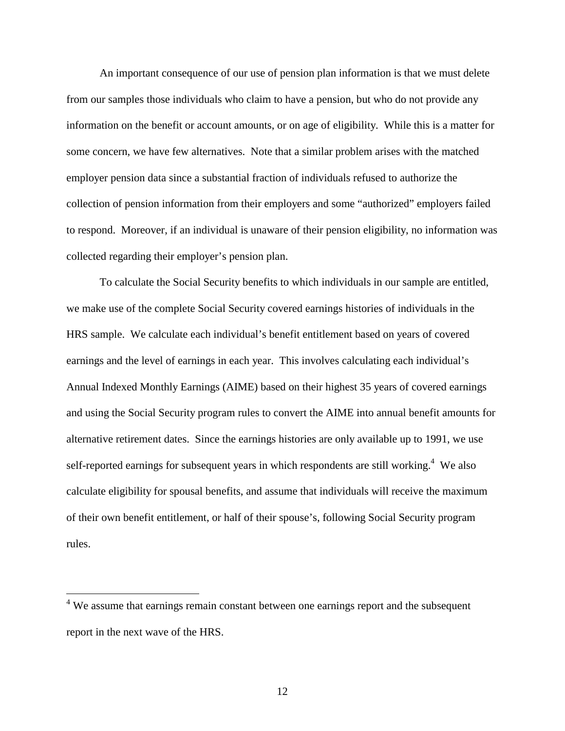An important consequence of our use of pension plan information is that we must delete from our samples those individuals who claim to have a pension, but who do not provide any information on the benefit or account amounts, or on age of eligibility. While this is a matter for some concern, we have few alternatives. Note that a similar problem arises with the matched employer pension data since a substantial fraction of individuals refused to authorize the collection of pension information from their employers and some "authorized" employers failed to respond. Moreover, if an individual is unaware of their pension eligibility, no information was collected regarding their employer's pension plan.

To calculate the Social Security benefits to which individuals in our sample are entitled, we make use of the complete Social Security covered earnings histories of individuals in the HRS sample. We calculate each individual's benefit entitlement based on years of covered earnings and the level of earnings in each year. This involves calculating each individual's Annual Indexed Monthly Earnings (AIME) based on their highest 35 years of covered earnings and using the Social Security program rules to convert the AIME into annual benefit amounts for alternative retirement dates. Since the earnings histories are only available up to 1991, we use self-reported earnings for subsequent years in which respondents are still working.[4] We also calculate eligibility for spousal benefits, and assume that individuals will receive the maximum of their own benefit entitlement, or half of their spouse's, following Social Security program rules.

[4] We assume that earnings remain constant between one earnings report and the subsequent report in the next wave of the HRS.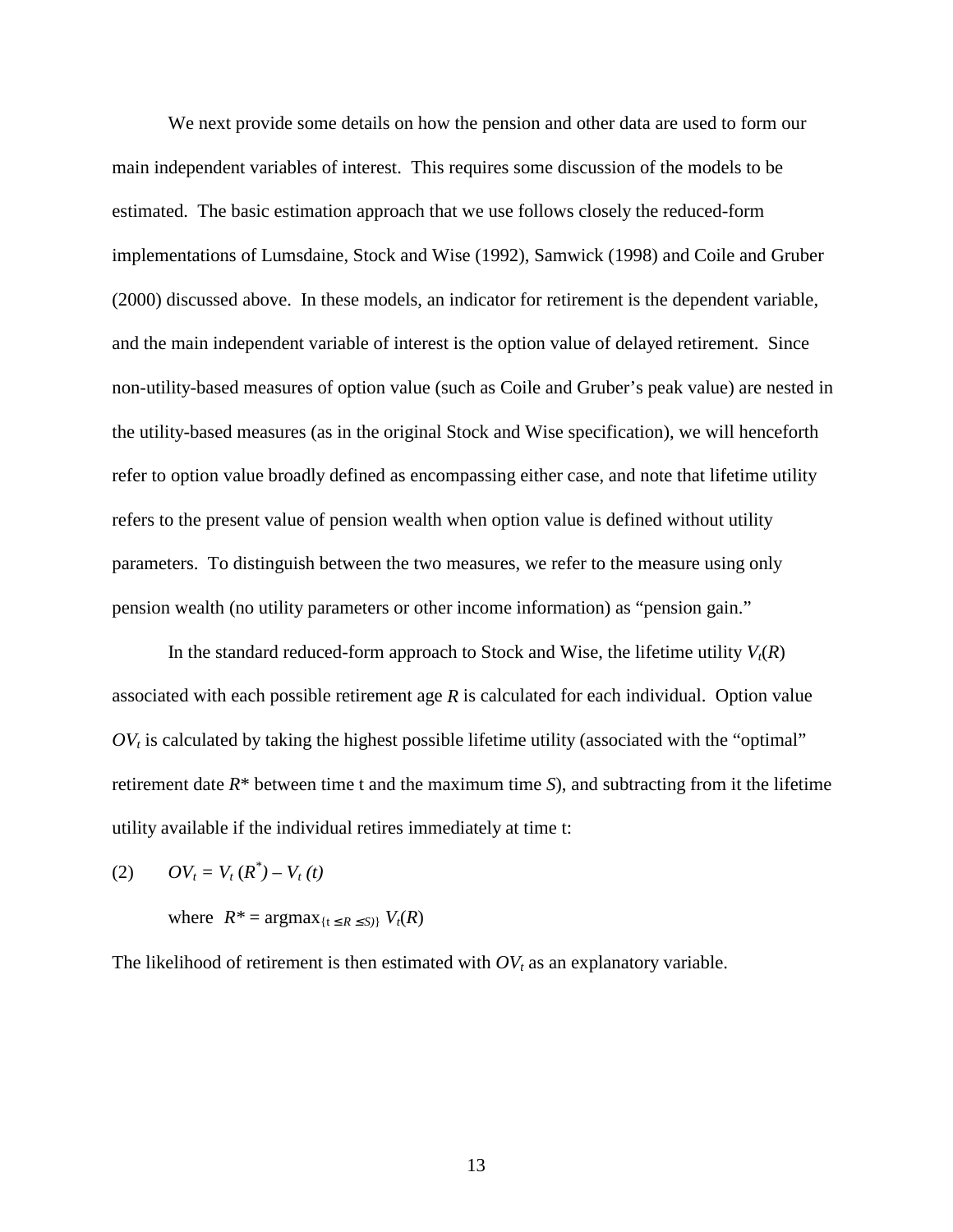We next provide some details on how the pension and other data are used to form our main independent variables of interest. This requires some discussion of the models to be estimated. The basic estimation approach that we use follows closely the reduced-form implementations of Lumsdaine, Stock and Wise (1992), Samwick (1998) and Coile and Gruber (2000) discussed above. In these models, an indicator for retirement is the dependent variable, and the main independent variable of interest is the option value of delayed retirement. Since non-utility-based measures of option value (such as Coile and Gruber's peak value) are nested in the utility-based measures (as in the original Stock and Wise specification), we will henceforth refer to option value broadly defined as encompassing either case, and note that lifetime utility refers to the present value of pension wealth when option value is defined without utility parameters. To distinguish between the two measures, we refer to the measure using only pension wealth (no utility parameters or other income information) as "pension gain."

In the standard reduced-form approach to Stock and Wise, the lifetime utility $V_t(R)$ associated with each possible retirement age $R$ is calculated for each individual. Option value $OV_t$ is calculated by taking the highest possible lifetime utility (associated with the "optimal" retirement date $R^*$ between time t and the maximum time $S$), and subtracting from it the lifetime utility available if the individual retires immediately at time t:

$$OV_t = V_t(R^*) - V_t(t) \tag{2}$$

where $R^* = \text{argmax}_{\{t \leq R \leq S\}} V_t(R)$

The likelihood of retirement is then estimated with $OV_t$ as an explanatory variable.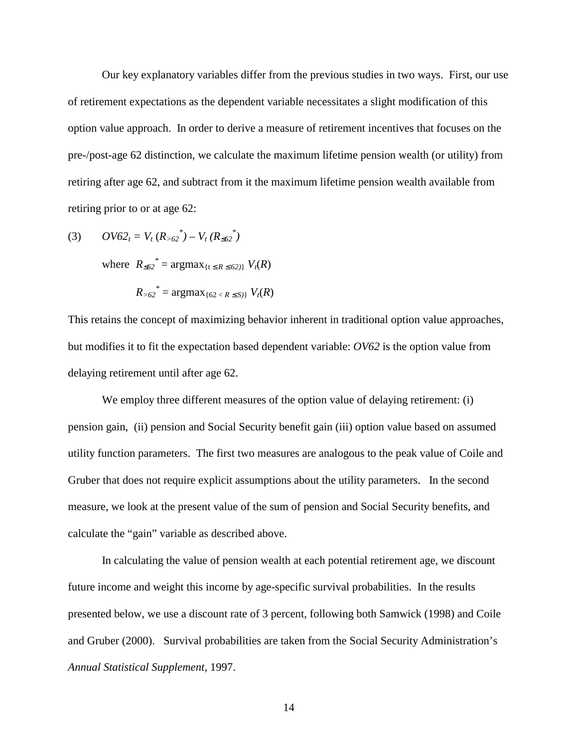Our key explanatory variables differ from the previous studies in two ways. First, our use of retirement expectations as the dependent variable necessitates a slight modification of this option value approach. In order to derive a measure of retirement incentives that focuses on the pre-/post-age 62 distinction, we calculate the maximum lifetime pension wealth (or utility) from retiring after age 62, and subtract from it the maximum lifetime pension wealth available from retiring prior to or at age 62:

$$\text{(3)} \qquad OV62_t = V_t\,(R_{>62}^{\,*}) - V_t\,(R_{\leq 62}^{\,*})$$

$$\text{where } \; R_{\leq 62}^{\,*} = \text{argmax}_{\{t\,\leq\,R\,\leq 62)\}}\, V_t(R)$$

$$R_{>62}^{\,*} = \text{argmax}_{\{62\,<\,R\,\leq S)\}}\, V_t(R)$$

This retains the concept of maximizing behavior inherent in traditional option value approaches, but modifies it to fit the expectation based dependent variable: *OV62* is the option value from delaying retirement until after age 62.

We employ three different measures of the option value of delaying retirement: (i) pension gain, (ii) pension and Social Security benefit gain (iii) option value based on assumed utility function parameters. The first two measures are analogous to the peak value of Coile and Gruber that does not require explicit assumptions about the utility parameters. In the second measure, we look at the present value of the sum of pension and Social Security benefits, and calculate the "gain" variable as described above.

In calculating the value of pension wealth at each potential retirement age, we discount future income and weight this income by age-specific survival probabilities. In the results presented below, we use a discount rate of 3 percent, following both Samwick (1998) and Coile and Gruber (2000). Survival probabilities are taken from the Social Security Administration's *Annual Statistical Supplement*, 1997.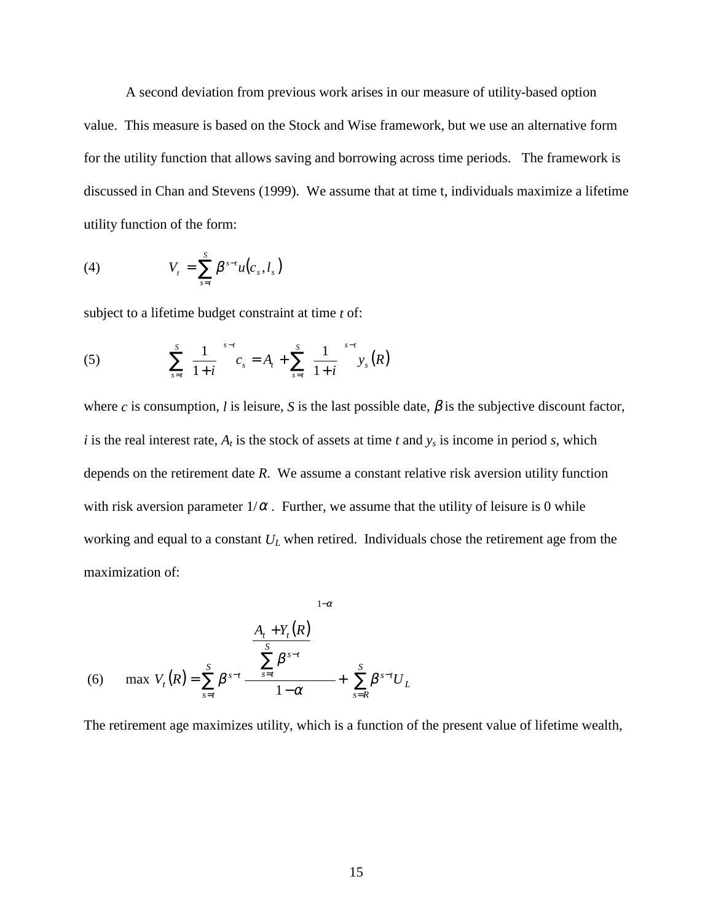A second deviation from previous work arises in our measure of utility-based option value. This measure is based on the Stock and Wise framework, but we use an alternative form for the utility function that allows saving and borrowing across time periods. The framework is discussed in Chan and Stevens (1999). We assume that at time t, individuals maximize a lifetime utility function of the form:

$$V_t = \sum_{s=t}^{S} \beta^{s-t} u(c_s, l_s) \tag{4}$$

subject to a lifetime budget constraint at time *t* of:

$$\sum_{s=t}^{S} \left(\frac{1}{1+i}\right)^{s-t} c_s = A_t + \sum_{s=t}^{S} \left(\frac{1}{1+i}\right)^{s-t} y_s(R) \tag{5}$$

where $c$ is consumption, $l$ is leisure, $S$ is the last possible date, $\beta$ is the subjective discount factor, $i$ is the real interest rate, $A_t$ is the stock of assets at time $t$ and $y_s$ is income in period $s$, which depends on the retirement date $R$. We assume a constant relative risk aversion utility function with risk aversion parameter $1/\alpha$. Further, we assume that the utility of leisure is 0 while working and equal to a constant $U_L$ when retired. Individuals chose the retirement age from the maximization of:

$$\max\ V_t(R) = \sum_{s=t}^{S} \beta^{s-t} \frac{\left(\dfrac{A_t + Y_t(R)}{\sum_{s=t}^{S} \beta^{s-t}}\right)^{1-\alpha}}{1-\alpha} + \sum_{s=R}^{S} \beta^{s-t} U_L \tag{6}$$

The retirement age maximizes utility, which is a function of the present value of lifetime wealth,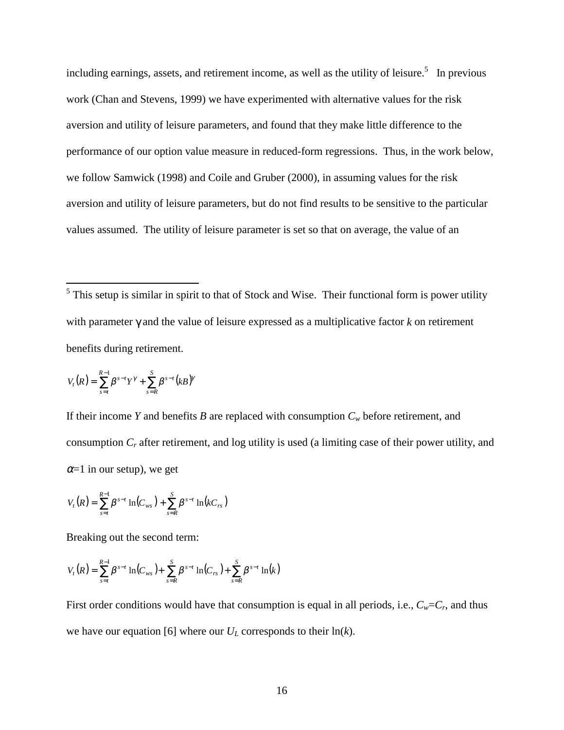including earnings, assets, and retirement income, as well as the utility of leisure.[5] In previous work (Chan and Stevens, 1999) we have experimented with alternative values for the risk aversion and utility of leisure parameters, and found that they make little difference to the performance of our option value measure in reduced-form regressions. Thus, in the work below, we follow Samwick (1998) and Coile and Gruber (2000), in assuming values for the risk aversion and utility of leisure parameters, but do not find results to be sensitive to the particular values assumed. The utility of leisure parameter is set so that on average, the value of an

---

[5] This setup is similar in spirit to that of Stock and Wise. Their functional form is power utility with parameter $\gamma$ and the value of leisure expressed as a multiplicative factor $k$ on retirement benefits during retirement.

$$V_t(R) = \sum_{s=t}^{R-1} \beta^{s-t} Y^{\gamma} + \sum_{s=R}^{S} \beta^{s-t} (kB)^{\gamma}$$

If their income $Y$ and benefits $B$ are replaced with consumption $C_w$ before retirement, and consumption $C_r$ after retirement, and log utility is used (a limiting case of their power utility, and $\alpha$=1 in our setup), we get

$$V_t(R) = \sum_{s=t}^{R-1} \beta^{s-t} \ln(C_{ws}) + \sum_{s=R}^{S} \beta^{s-t} \ln(kC_{rs})$$

Breaking out the second term:

$$V_t(R) = \sum_{s=t}^{R-1} \beta^{s-t} \ln(C_{ws}) + \sum_{s=R}^{S} \beta^{s-t} \ln(C_{rs}) + \sum_{s=R}^{S} \beta^{s-t} \ln(k)$$

First order conditions would have that consumption is equal in all periods, i.e., $C_w$=$C_r$, and thus we have our equation [6] where our $U_L$ corresponds to their ln($k$).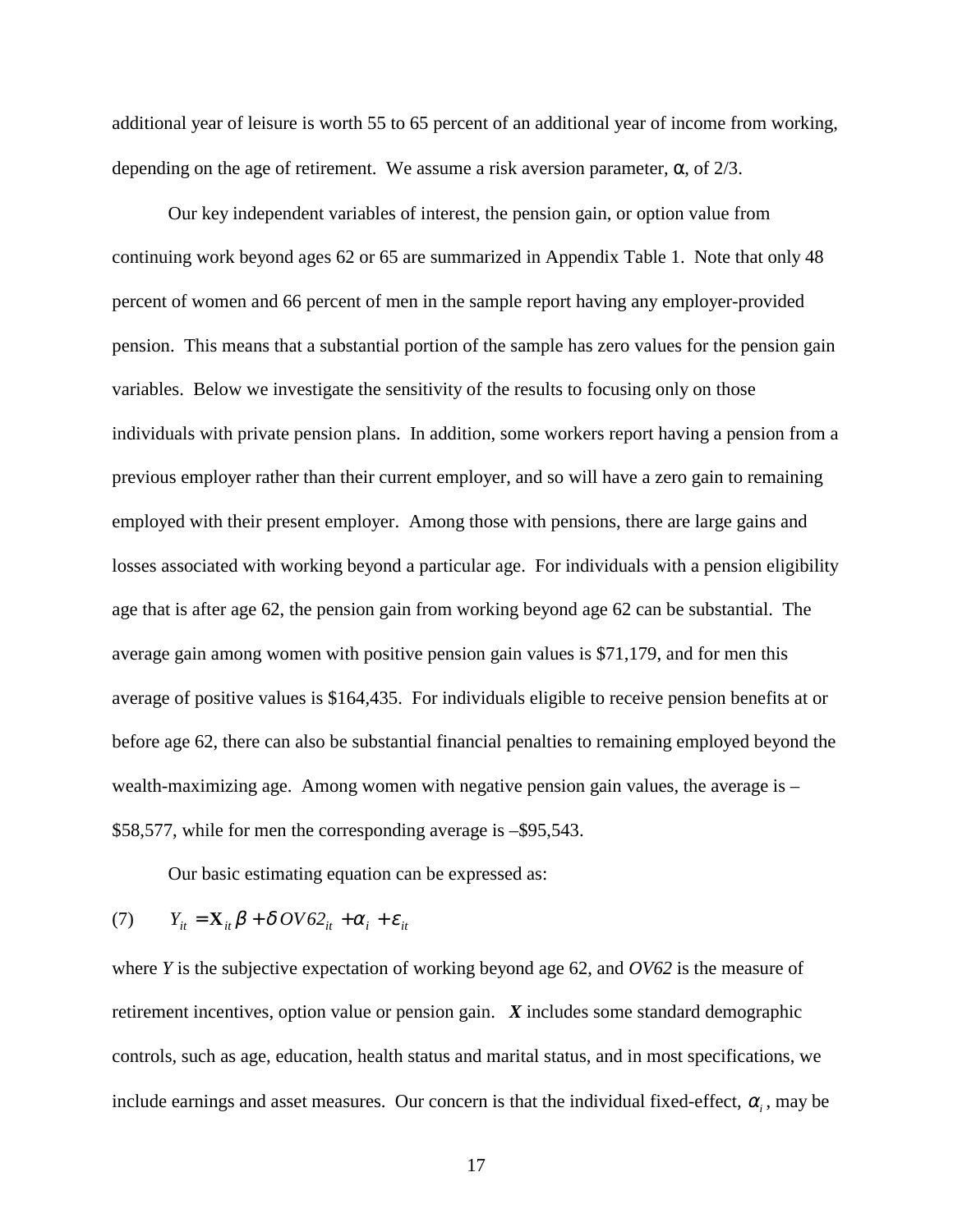additional year of leisure is worth 55 to 65 percent of an additional year of income from working, depending on the age of retirement. We assume a risk aversion parameter, $\alpha$, of 2/3.

Our key independent variables of interest, the pension gain, or option value from continuing work beyond ages 62 or 65 are summarized in Appendix Table 1. Note that only 48 percent of women and 66 percent of men in the sample report having any employer-provided pension. This means that a substantial portion of the sample has zero values for the pension gain variables. Below we investigate the sensitivity of the results to focusing only on those individuals with private pension plans. In addition, some workers report having a pension from a previous employer rather than their current employer, and so will have a zero gain to remaining employed with their present employer. Among those with pensions, there are large gains and losses associated with working beyond a particular age. For individuals with a pension eligibility age that is after age 62, the pension gain from working beyond age 62 can be substantial. The average gain among women with positive pension gain values is \$71,179, and for men this average of positive values is \$164,435. For individuals eligible to receive pension benefits at or before age 62, there can also be substantial financial penalties to remaining employed beyond the wealth-maximizing age. Among women with negative pension gain values, the average is –\$58,577, while for men the corresponding average is –\$95,543.

Our basic estimating equation can be expressed as:

$$Y_{it} = \mathbf{X}_{it}\beta + \delta\, OV62_{it} + \alpha_i + \varepsilon_{it} \qquad (7)$$

where *Y* is the subjective expectation of working beyond age 62, and *OV62* is the measure of retirement incentives, option value or pension gain. ***X*** includes some standard demographic controls, such as age, education, health status and marital status, and in most specifications, we include earnings and asset measures. Our concern is that the individual fixed-effect, $\alpha_i$, may be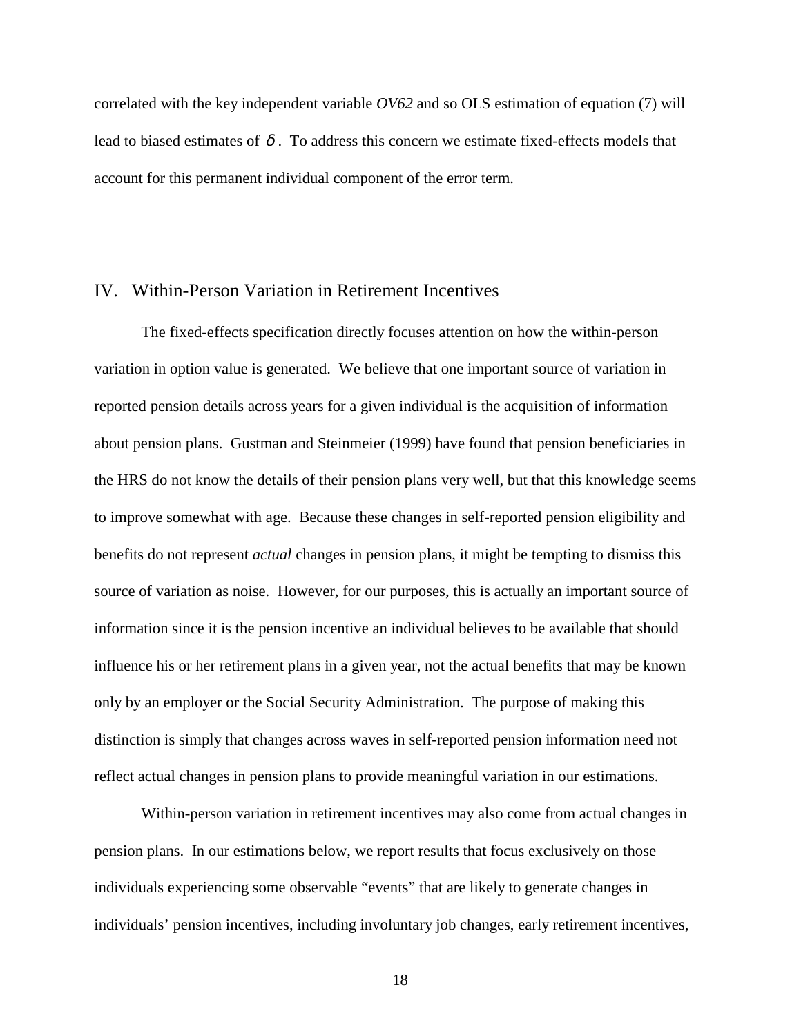correlated with the key independent variable *OV62* and so OLS estimation of equation (7) will lead to biased estimates of $\delta$. To address this concern we estimate fixed-effects models that account for this permanent individual component of the error term.

## IV. Within-Person Variation in Retirement Incentives

The fixed-effects specification directly focuses attention on how the within-person variation in option value is generated. We believe that one important source of variation in reported pension details across years for a given individual is the acquisition of information about pension plans. Gustman and Steinmeier (1999) have found that pension beneficiaries in the HRS do not know the details of their pension plans very well, but that this knowledge seems to improve somewhat with age. Because these changes in self-reported pension eligibility and benefits do not represent *actual* changes in pension plans, it might be tempting to dismiss this source of variation as noise. However, for our purposes, this is actually an important source of information since it is the pension incentive an individual believes to be available that should influence his or her retirement plans in a given year, not the actual benefits that may be known only by an employer or the Social Security Administration. The purpose of making this distinction is simply that changes across waves in self-reported pension information need not reflect actual changes in pension plans to provide meaningful variation in our estimations.

Within-person variation in retirement incentives may also come from actual changes in pension plans. In our estimations below, we report results that focus exclusively on those individuals experiencing some observable "events" that are likely to generate changes in individuals' pension incentives, including involuntary job changes, early retirement incentives,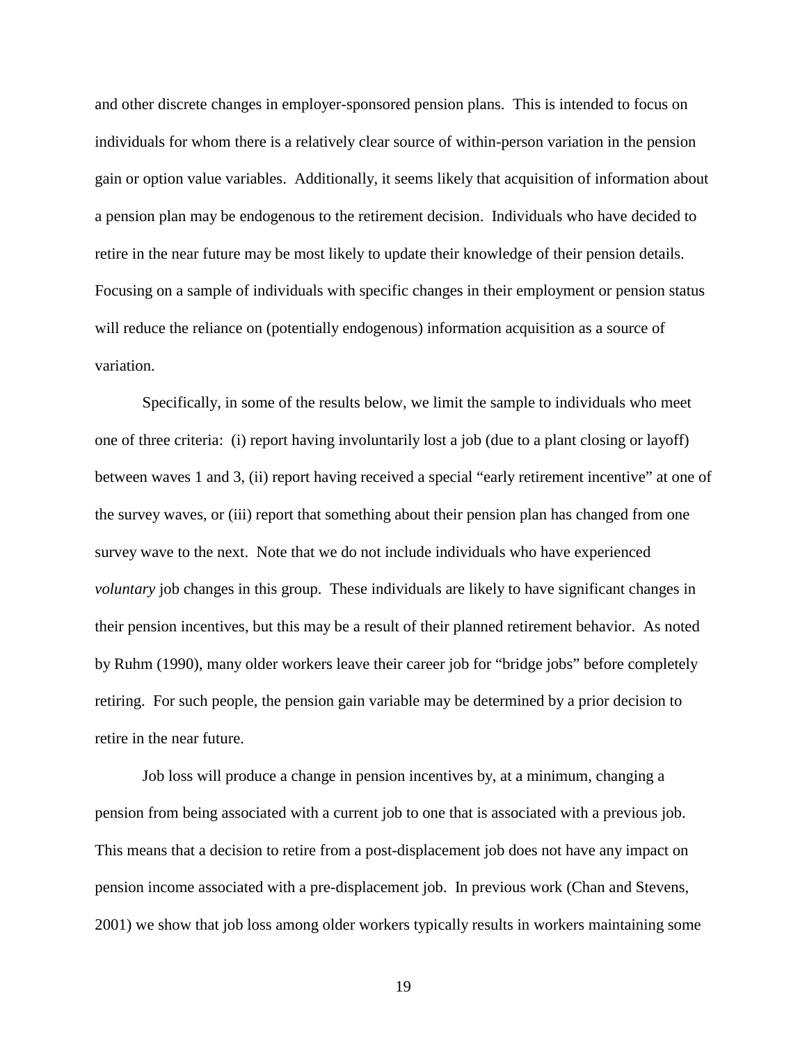and other discrete changes in employer-sponsored pension plans. This is intended to focus on individuals for whom there is a relatively clear source of within-person variation in the pension gain or option value variables. Additionally, it seems likely that acquisition of information about a pension plan may be endogenous to the retirement decision. Individuals who have decided to retire in the near future may be most likely to update their knowledge of their pension details. Focusing on a sample of individuals with specific changes in their employment or pension status will reduce the reliance on (potentially endogenous) information acquisition as a source of variation.

Specifically, in some of the results below, we limit the sample to individuals who meet one of three criteria: (i) report having involuntarily lost a job (due to a plant closing or layoff) between waves 1 and 3, (ii) report having received a special "early retirement incentive" at one of the survey waves, or (iii) report that something about their pension plan has changed from one survey wave to the next. Note that we do not include individuals who have experienced *voluntary* job changes in this group. These individuals are likely to have significant changes in their pension incentives, but this may be a result of their planned retirement behavior. As noted by Ruhm (1990), many older workers leave their career job for "bridge jobs" before completely retiring. For such people, the pension gain variable may be determined by a prior decision to retire in the near future.

Job loss will produce a change in pension incentives by, at a minimum, changing a pension from being associated with a current job to one that is associated with a previous job. This means that a decision to retire from a post-displacement job does not have any impact on pension income associated with a pre-displacement job. In previous work (Chan and Stevens, 2001) we show that job loss among older workers typically results in workers maintaining some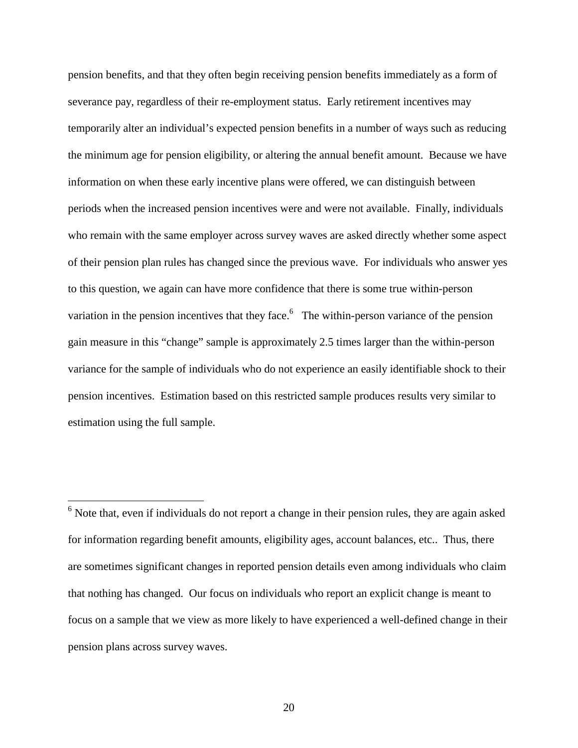pension benefits, and that they often begin receiving pension benefits immediately as a form of severance pay, regardless of their re-employment status. Early retirement incentives may temporarily alter an individual's expected pension benefits in a number of ways such as reducing the minimum age for pension eligibility, or altering the annual benefit amount. Because we have information on when these early incentive plans were offered, we can distinguish between periods when the increased pension incentives were and were not available. Finally, individuals who remain with the same employer across survey waves are asked directly whether some aspect of their pension plan rules has changed since the previous wave. For individuals who answer yes to this question, we again can have more confidence that there is some true within-person variation in the pension incentives that they face.[6] The within-person variance of the pension gain measure in this "change" sample is approximately 2.5 times larger than the within-person variance for the sample of individuals who do not experience an easily identifiable shock to their pension incentives. Estimation based on this restricted sample produces results very similar to estimation using the full sample.

---

[6] Note that, even if individuals do not report a change in their pension rules, they are again asked for information regarding benefit amounts, eligibility ages, account balances, etc.. Thus, there are sometimes significant changes in reported pension details even among individuals who claim that nothing has changed. Our focus on individuals who report an explicit change is meant to focus on a sample that we view as more likely to have experienced a well-defined change in their pension plans across survey waves.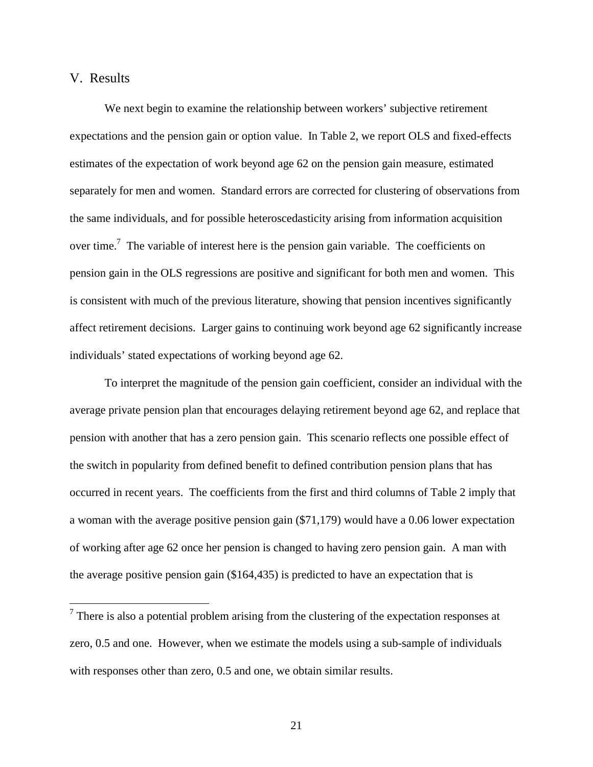## V. Results

We next begin to examine the relationship between workers' subjective retirement expectations and the pension gain or option value. In Table 2, we report OLS and fixed-effects estimates of the expectation of work beyond age 62 on the pension gain measure, estimated separately for men and women. Standard errors are corrected for clustering of observations from the same individuals, and for possible heteroscedasticity arising from information acquisition over time.[7] The variable of interest here is the pension gain variable. The coefficients on pension gain in the OLS regressions are positive and significant for both men and women. This is consistent with much of the previous literature, showing that pension incentives significantly affect retirement decisions. Larger gains to continuing work beyond age 62 significantly increase individuals' stated expectations of working beyond age 62.

To interpret the magnitude of the pension gain coefficient, consider an individual with the average private pension plan that encourages delaying retirement beyond age 62, and replace that pension with another that has a zero pension gain. This scenario reflects one possible effect of the switch in popularity from defined benefit to defined contribution pension plans that has occurred in recent years. The coefficients from the first and third columns of Table 2 imply that a woman with the average positive pension gain ($71,179) would have a 0.06 lower expectation of working after age 62 once her pension is changed to having zero pension gain. A man with the average positive pension gain ($164,435) is predicted to have an expectation that is

[7] There is also a potential problem arising from the clustering of the expectation responses at zero, 0.5 and one. However, when we estimate the models using a sub-sample of individuals with responses other than zero, 0.5 and one, we obtain similar results.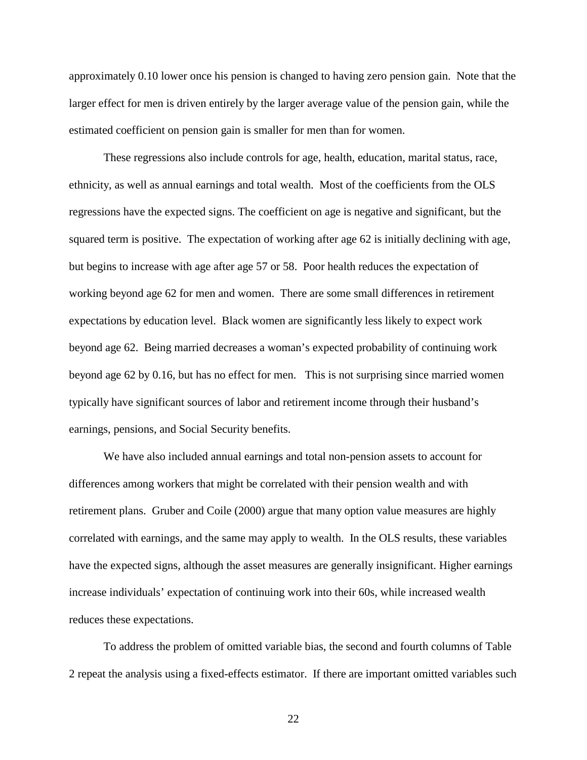approximately 0.10 lower once his pension is changed to having zero pension gain. Note that the larger effect for men is driven entirely by the larger average value of the pension gain, while the estimated coefficient on pension gain is smaller for men than for women.

These regressions also include controls for age, health, education, marital status, race, ethnicity, as well as annual earnings and total wealth. Most of the coefficients from the OLS regressions have the expected signs. The coefficient on age is negative and significant, but the squared term is positive. The expectation of working after age 62 is initially declining with age, but begins to increase with age after age 57 or 58. Poor health reduces the expectation of working beyond age 62 for men and women. There are some small differences in retirement expectations by education level. Black women are significantly less likely to expect work beyond age 62. Being married decreases a woman's expected probability of continuing work beyond age 62 by 0.16, but has no effect for men. This is not surprising since married women typically have significant sources of labor and retirement income through their husband's earnings, pensions, and Social Security benefits.

We have also included annual earnings and total non-pension assets to account for differences among workers that might be correlated with their pension wealth and with retirement plans. Gruber and Coile (2000) argue that many option value measures are highly correlated with earnings, and the same may apply to wealth. In the OLS results, these variables have the expected signs, although the asset measures are generally insignificant. Higher earnings increase individuals' expectation of continuing work into their 60s, while increased wealth reduces these expectations.

To address the problem of omitted variable bias, the second and fourth columns of Table 2 repeat the analysis using a fixed-effects estimator. If there are important omitted variables such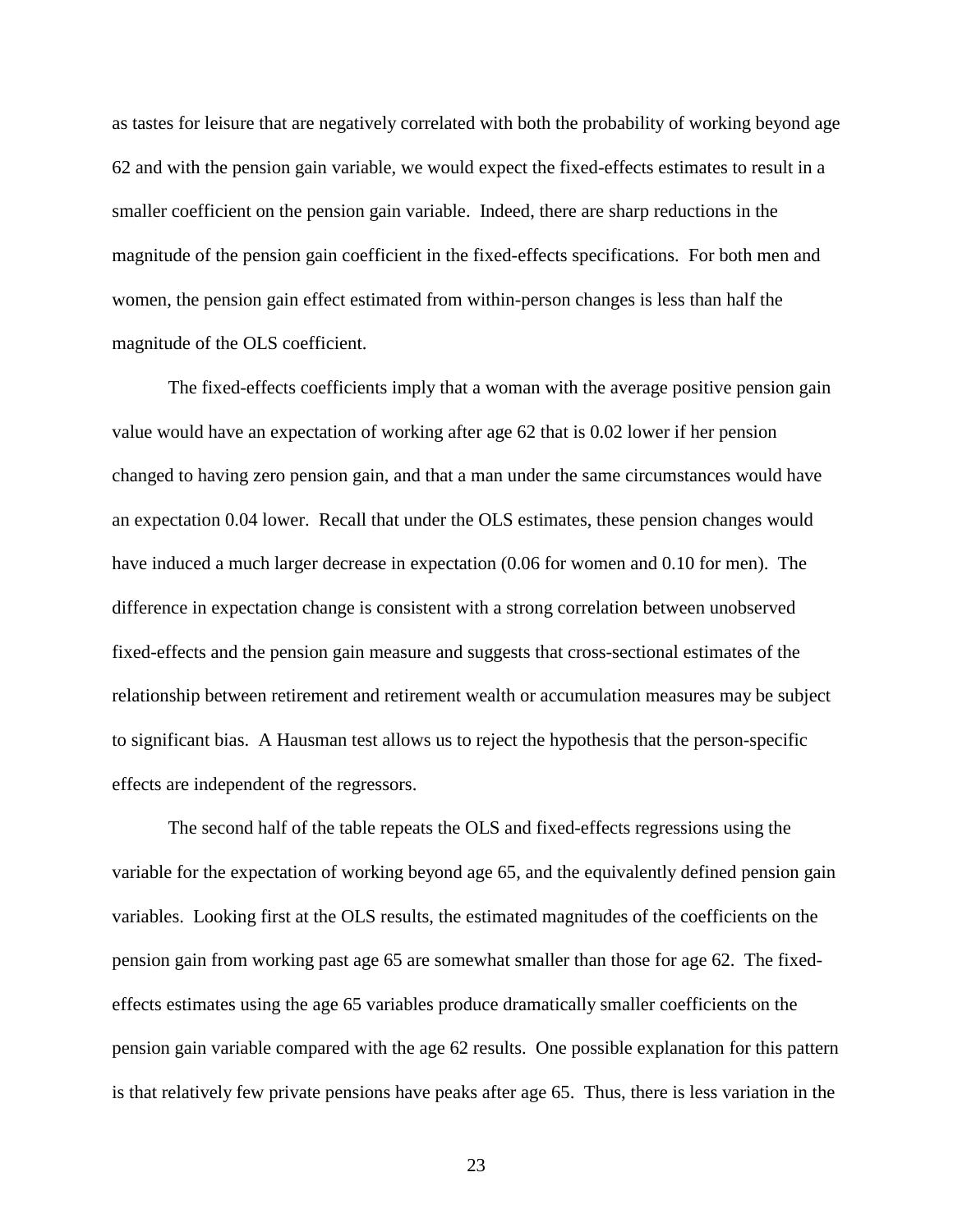as tastes for leisure that are negatively correlated with both the probability of working beyond age 62 and with the pension gain variable, we would expect the fixed-effects estimates to result in a smaller coefficient on the pension gain variable. Indeed, there are sharp reductions in the magnitude of the pension gain coefficient in the fixed-effects specifications. For both men and women, the pension gain effect estimated from within-person changes is less than half the magnitude of the OLS coefficient.

The fixed-effects coefficients imply that a woman with the average positive pension gain value would have an expectation of working after age 62 that is 0.02 lower if her pension changed to having zero pension gain, and that a man under the same circumstances would have an expectation 0.04 lower. Recall that under the OLS estimates, these pension changes would have induced a much larger decrease in expectation (0.06 for women and 0.10 for men). The difference in expectation change is consistent with a strong correlation between unobserved fixed-effects and the pension gain measure and suggests that cross-sectional estimates of the relationship between retirement and retirement wealth or accumulation measures may be subject to significant bias. A Hausman test allows us to reject the hypothesis that the person-specific effects are independent of the regressors.

The second half of the table repeats the OLS and fixed-effects regressions using the variable for the expectation of working beyond age 65, and the equivalently defined pension gain variables. Looking first at the OLS results, the estimated magnitudes of the coefficients on the pension gain from working past age 65 are somewhat smaller than those for age 62. The fixed-effects estimates using the age 65 variables produce dramatically smaller coefficients on the pension gain variable compared with the age 62 results. One possible explanation for this pattern is that relatively few private pensions have peaks after age 65. Thus, there is less variation in the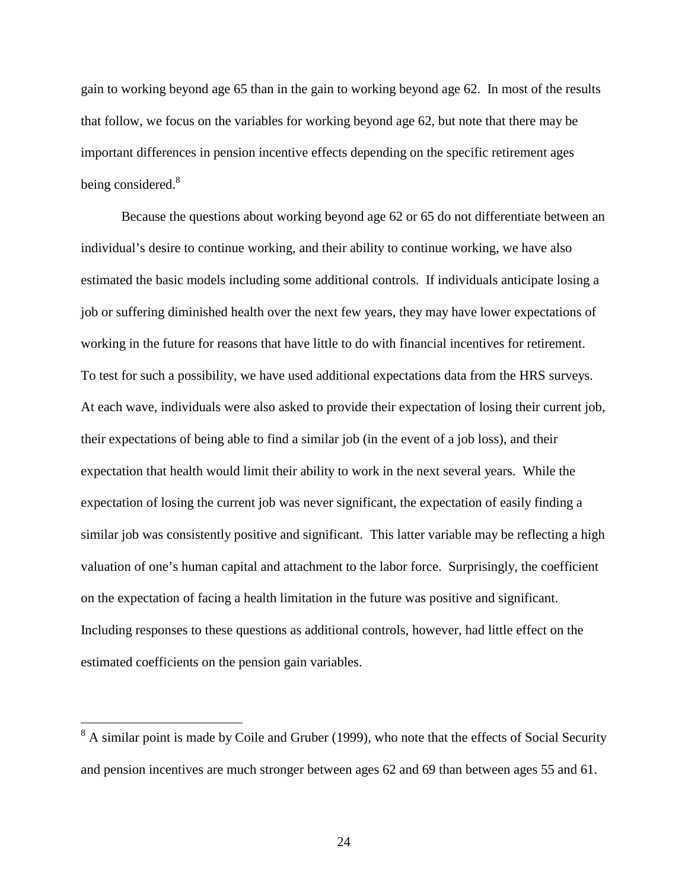gain to working beyond age 65 than in the gain to working beyond age 62. In most of the results that follow, we focus on the variables for working beyond age 62, but note that there may be important differences in pension incentive effects depending on the specific retirement ages being considered.[8]

Because the questions about working beyond age 62 or 65 do not differentiate between an individual's desire to continue working, and their ability to continue working, we have also estimated the basic models including some additional controls. If individuals anticipate losing a job or suffering diminished health over the next few years, they may have lower expectations of working in the future for reasons that have little to do with financial incentives for retirement. To test for such a possibility, we have used additional expectations data from the HRS surveys. At each wave, individuals were also asked to provide their expectation of losing their current job, their expectations of being able to find a similar job (in the event of a job loss), and their expectation that health would limit their ability to work in the next several years. While the expectation of losing the current job was never significant, the expectation of easily finding a similar job was consistently positive and significant. This latter variable may be reflecting a high valuation of one's human capital and attachment to the labor force. Surprisingly, the coefficient on the expectation of facing a health limitation in the future was positive and significant. Including responses to these questions as additional controls, however, had little effect on the estimated coefficients on the pension gain variables.

---

[8] A similar point is made by Coile and Gruber (1999), who note that the effects of Social Security and pension incentives are much stronger between ages 62 and 69 than between ages 55 and 61.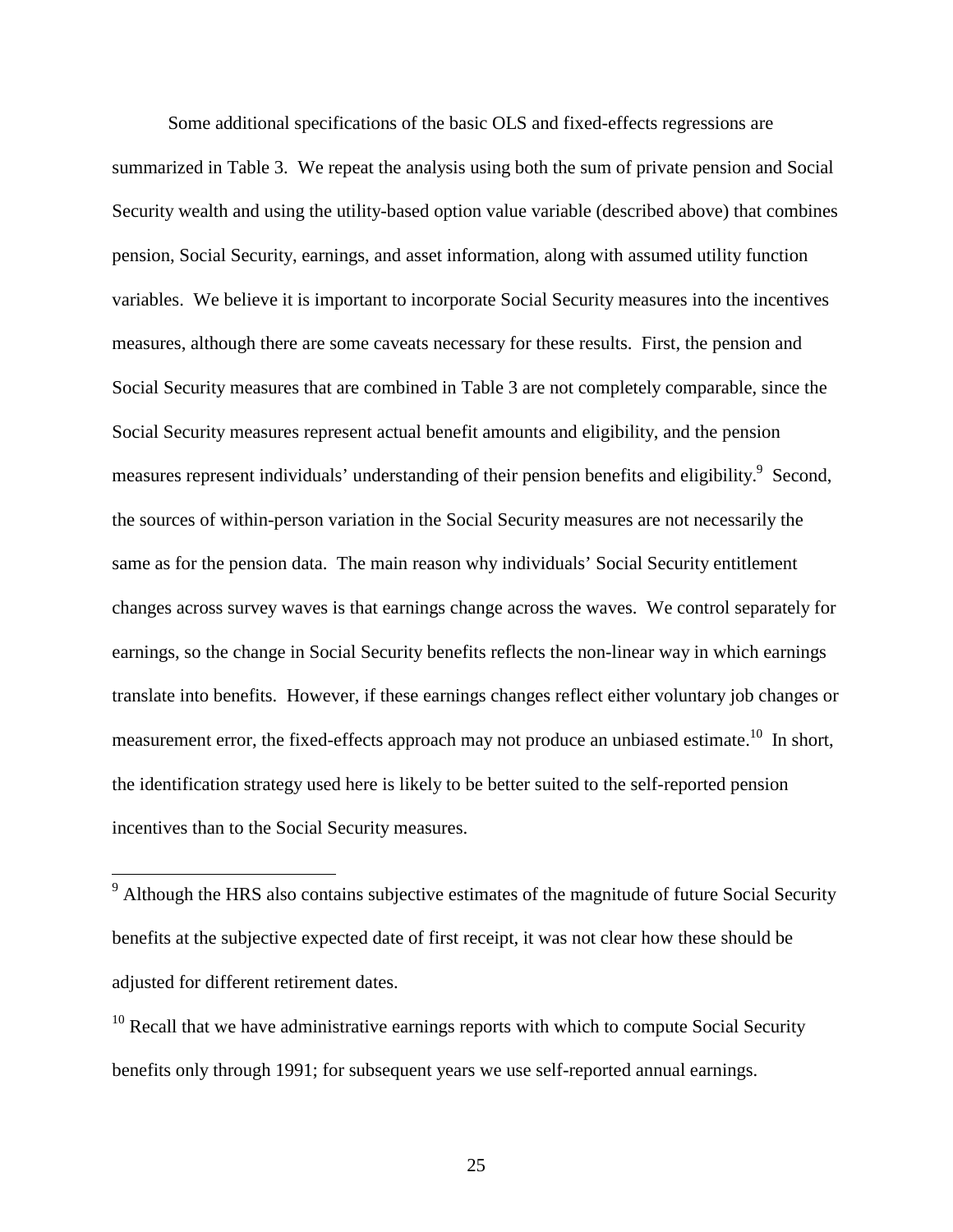Some additional specifications of the basic OLS and fixed-effects regressions are summarized in Table 3. We repeat the analysis using both the sum of private pension and Social Security wealth and using the utility-based option value variable (described above) that combines pension, Social Security, earnings, and asset information, along with assumed utility function variables. We believe it is important to incorporate Social Security measures into the incentives measures, although there are some caveats necessary for these results. First, the pension and Social Security measures that are combined in Table 3 are not completely comparable, since the Social Security measures represent actual benefit amounts and eligibility, and the pension measures represent individuals' understanding of their pension benefits and eligibility.[9] Second, the sources of within-person variation in the Social Security measures are not necessarily the same as for the pension data. The main reason why individuals' Social Security entitlement changes across survey waves is that earnings change across the waves. We control separately for earnings, so the change in Social Security benefits reflects the non-linear way in which earnings translate into benefits. However, if these earnings changes reflect either voluntary job changes or measurement error, the fixed-effects approach may not produce an unbiased estimate.[10] In short, the identification strategy used here is likely to be better suited to the self-reported pension incentives than to the Social Security measures.

---

[9] Although the HRS also contains subjective estimates of the magnitude of future Social Security benefits at the subjective expected date of first receipt, it was not clear how these should be adjusted for different retirement dates.

[10] Recall that we have administrative earnings reports with which to compute Social Security benefits only through 1991; for subsequent years we use self-reported annual earnings.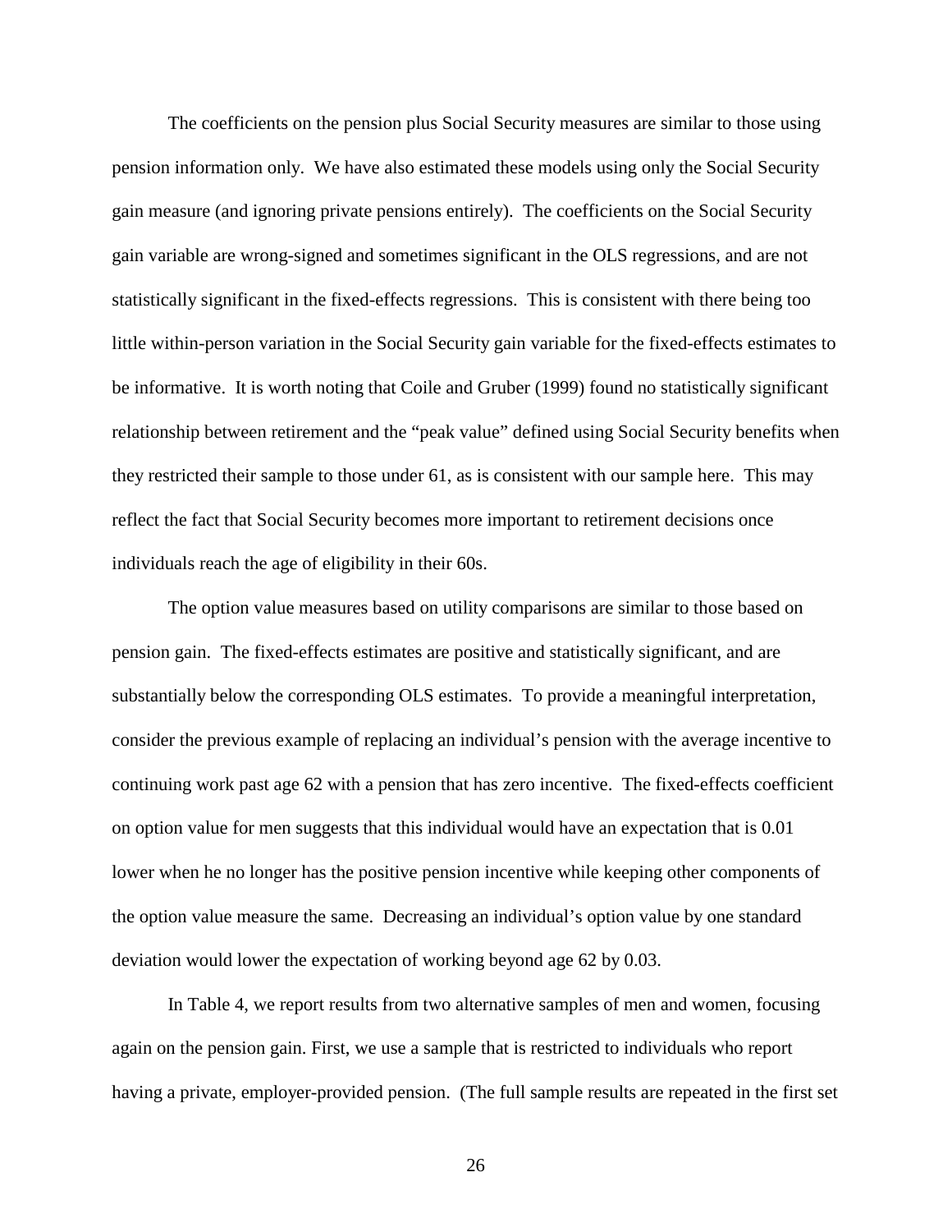The coefficients on the pension plus Social Security measures are similar to those using pension information only. We have also estimated these models using only the Social Security gain measure (and ignoring private pensions entirely). The coefficients on the Social Security gain variable are wrong-signed and sometimes significant in the OLS regressions, and are not statistically significant in the fixed-effects regressions. This is consistent with there being too little within-person variation in the Social Security gain variable for the fixed-effects estimates to be informative. It is worth noting that Coile and Gruber (1999) found no statistically significant relationship between retirement and the "peak value" defined using Social Security benefits when they restricted their sample to those under 61, as is consistent with our sample here. This may reflect the fact that Social Security becomes more important to retirement decisions once individuals reach the age of eligibility in their 60s.

The option value measures based on utility comparisons are similar to those based on pension gain. The fixed-effects estimates are positive and statistically significant, and are substantially below the corresponding OLS estimates. To provide a meaningful interpretation, consider the previous example of replacing an individual's pension with the average incentive to continuing work past age 62 with a pension that has zero incentive. The fixed-effects coefficient on option value for men suggests that this individual would have an expectation that is 0.01 lower when he no longer has the positive pension incentive while keeping other components of the option value measure the same. Decreasing an individual's option value by one standard deviation would lower the expectation of working beyond age 62 by 0.03.

In Table 4, we report results from two alternative samples of men and women, focusing again on the pension gain. First, we use a sample that is restricted to individuals who report having a private, employer-provided pension. (The full sample results are repeated in the first set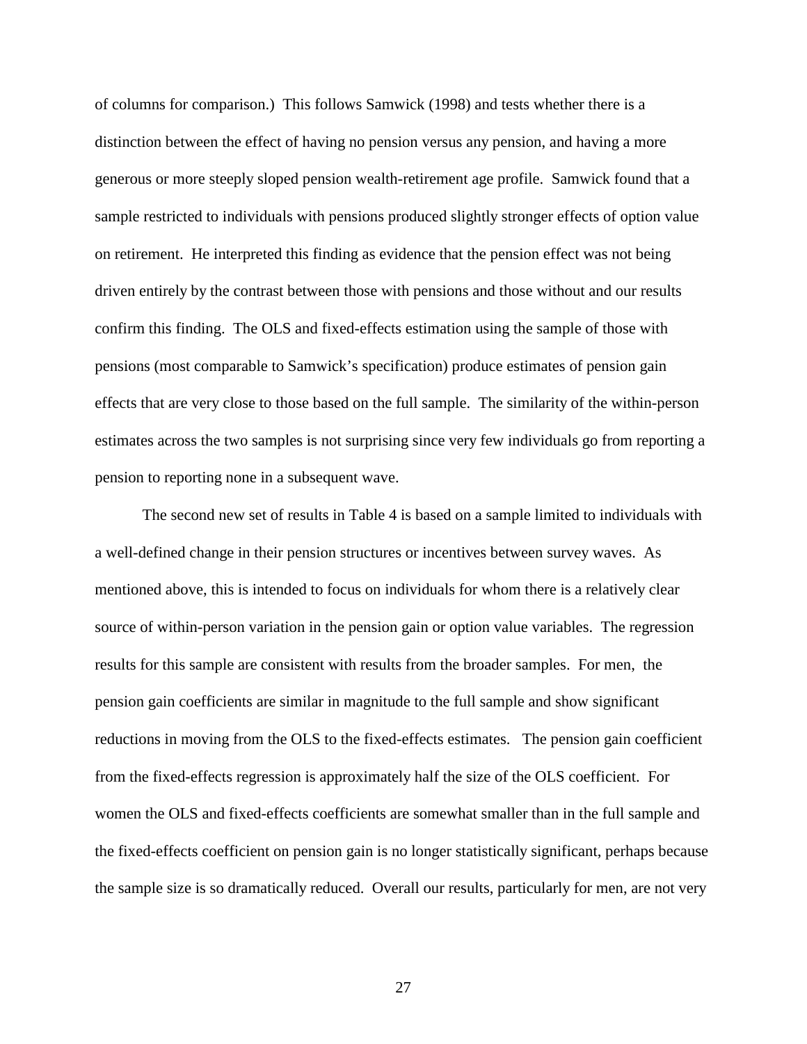of columns for comparison.) This follows Samwick (1998) and tests whether there is a distinction between the effect of having no pension versus any pension, and having a more generous or more steeply sloped pension wealth-retirement age profile. Samwick found that a sample restricted to individuals with pensions produced slightly stronger effects of option value on retirement. He interpreted this finding as evidence that the pension effect was not being driven entirely by the contrast between those with pensions and those without and our results confirm this finding. The OLS and fixed-effects estimation using the sample of those with pensions (most comparable to Samwick's specification) produce estimates of pension gain effects that are very close to those based on the full sample. The similarity of the within-person estimates across the two samples is not surprising since very few individuals go from reporting a pension to reporting none in a subsequent wave.

The second new set of results in Table 4 is based on a sample limited to individuals with a well-defined change in their pension structures or incentives between survey waves. As mentioned above, this is intended to focus on individuals for whom there is a relatively clear source of within-person variation in the pension gain or option value variables. The regression results for this sample are consistent with results from the broader samples. For men, the pension gain coefficients are similar in magnitude to the full sample and show significant reductions in moving from the OLS to the fixed-effects estimates. The pension gain coefficient from the fixed-effects regression is approximately half the size of the OLS coefficient. For women the OLS and fixed-effects coefficients are somewhat smaller than in the full sample and the fixed-effects coefficient on pension gain is no longer statistically significant, perhaps because the sample size is so dramatically reduced. Overall our results, particularly for men, are not very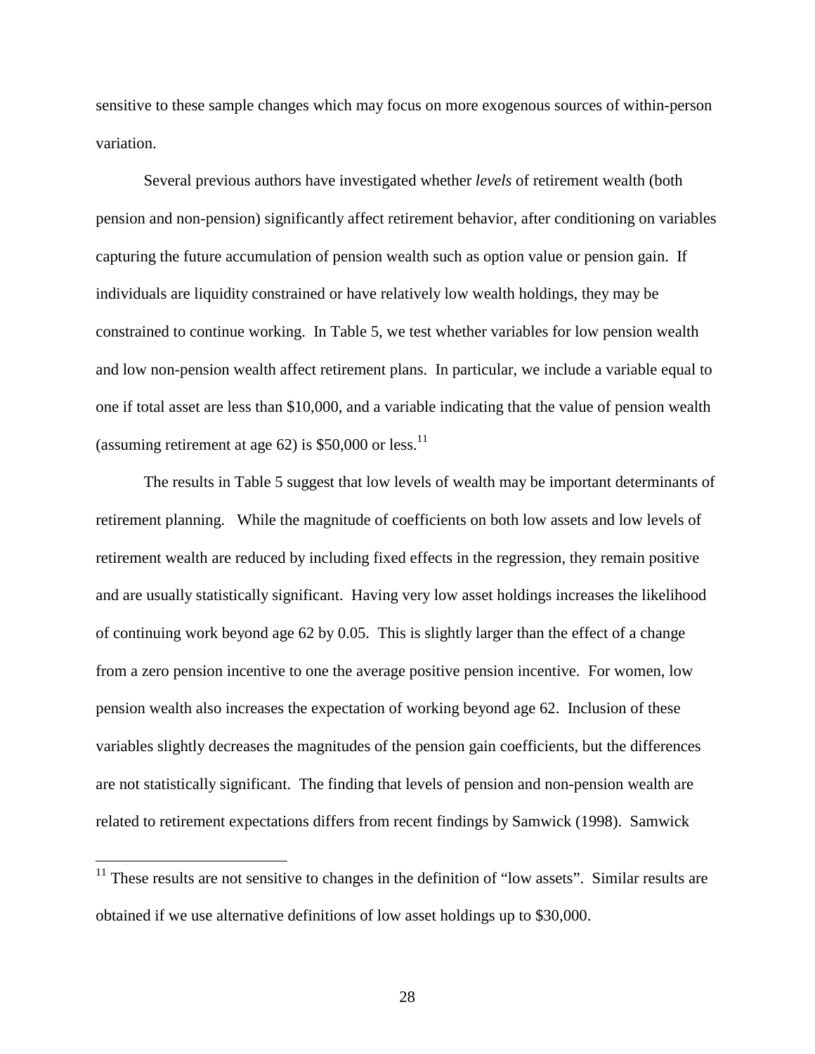sensitive to these sample changes which may focus on more exogenous sources of within-person variation.

Several previous authors have investigated whether *levels* of retirement wealth (both pension and non-pension) significantly affect retirement behavior, after conditioning on variables capturing the future accumulation of pension wealth such as option value or pension gain. If individuals are liquidity constrained or have relatively low wealth holdings, they may be constrained to continue working. In Table 5, we test whether variables for low pension wealth and low non-pension wealth affect retirement plans. In particular, we include a variable equal to one if total asset are less than $10,000, and a variable indicating that the value of pension wealth (assuming retirement at age 62) is $50,000 or less.[11]

The results in Table 5 suggest that low levels of wealth may be important determinants of retirement planning. While the magnitude of coefficients on both low assets and low levels of retirement wealth are reduced by including fixed effects in the regression, they remain positive and are usually statistically significant. Having very low asset holdings increases the likelihood of continuing work beyond age 62 by 0.05. This is slightly larger than the effect of a change from a zero pension incentive to one the average positive pension incentive. For women, low pension wealth also increases the expectation of working beyond age 62. Inclusion of these variables slightly decreases the magnitudes of the pension gain coefficients, but the differences are not statistically significant. The finding that levels of pension and non-pension wealth are related to retirement expectations differs from recent findings by Samwick (1998). Samwick

---

[11] These results are not sensitive to changes in the definition of "low assets". Similar results are obtained if we use alternative definitions of low asset holdings up to $30,000.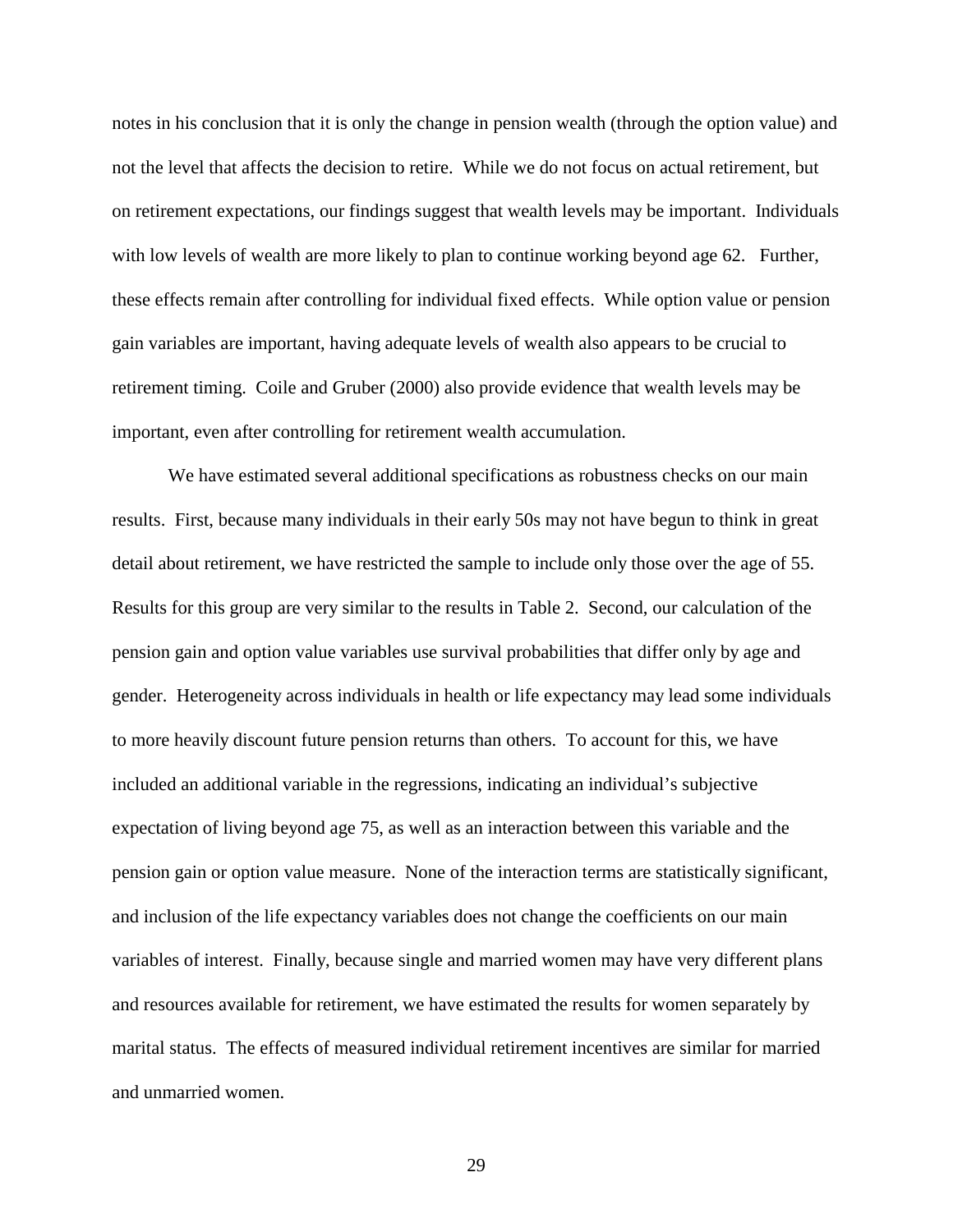notes in his conclusion that it is only the change in pension wealth (through the option value) and not the level that affects the decision to retire. While we do not focus on actual retirement, but on retirement expectations, our findings suggest that wealth levels may be important. Individuals with low levels of wealth are more likely to plan to continue working beyond age 62. Further, these effects remain after controlling for individual fixed effects. While option value or pension gain variables are important, having adequate levels of wealth also appears to be crucial to retirement timing. Coile and Gruber (2000) also provide evidence that wealth levels may be important, even after controlling for retirement wealth accumulation.

We have estimated several additional specifications as robustness checks on our main results. First, because many individuals in their early 50s may not have begun to think in great detail about retirement, we have restricted the sample to include only those over the age of 55. Results for this group are very similar to the results in Table 2. Second, our calculation of the pension gain and option value variables use survival probabilities that differ only by age and gender. Heterogeneity across individuals in health or life expectancy may lead some individuals to more heavily discount future pension returns than others. To account for this, we have included an additional variable in the regressions, indicating an individual's subjective expectation of living beyond age 75, as well as an interaction between this variable and the pension gain or option value measure. None of the interaction terms are statistically significant, and inclusion of the life expectancy variables does not change the coefficients on our main variables of interest. Finally, because single and married women may have very different plans and resources available for retirement, we have estimated the results for women separately by marital status. The effects of measured individual retirement incentives are similar for married and unmarried women.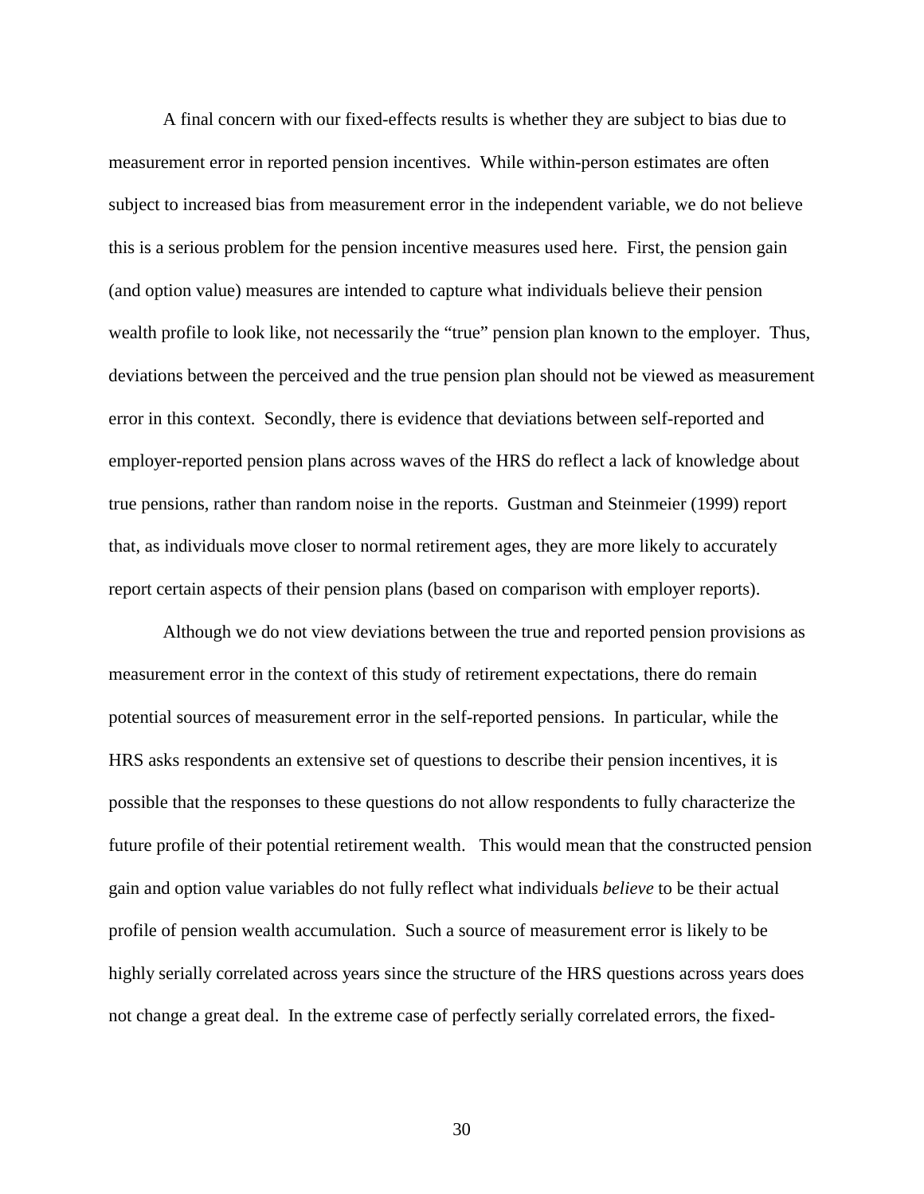A final concern with our fixed-effects results is whether they are subject to bias due to measurement error in reported pension incentives. While within-person estimates are often subject to increased bias from measurement error in the independent variable, we do not believe this is a serious problem for the pension incentive measures used here. First, the pension gain (and option value) measures are intended to capture what individuals believe their pension wealth profile to look like, not necessarily the "true" pension plan known to the employer. Thus, deviations between the perceived and the true pension plan should not be viewed as measurement error in this context. Secondly, there is evidence that deviations between self-reported and employer-reported pension plans across waves of the HRS do reflect a lack of knowledge about true pensions, rather than random noise in the reports. Gustman and Steinmeier (1999) report that, as individuals move closer to normal retirement ages, they are more likely to accurately report certain aspects of their pension plans (based on comparison with employer reports).

Although we do not view deviations between the true and reported pension provisions as measurement error in the context of this study of retirement expectations, there do remain potential sources of measurement error in the self-reported pensions. In particular, while the HRS asks respondents an extensive set of questions to describe their pension incentives, it is possible that the responses to these questions do not allow respondents to fully characterize the future profile of their potential retirement wealth. This would mean that the constructed pension gain and option value variables do not fully reflect what individuals *believe* to be their actual profile of pension wealth accumulation. Such a source of measurement error is likely to be highly serially correlated across years since the structure of the HRS questions across years does not change a great deal. In the extreme case of perfectly serially correlated errors, the fixed-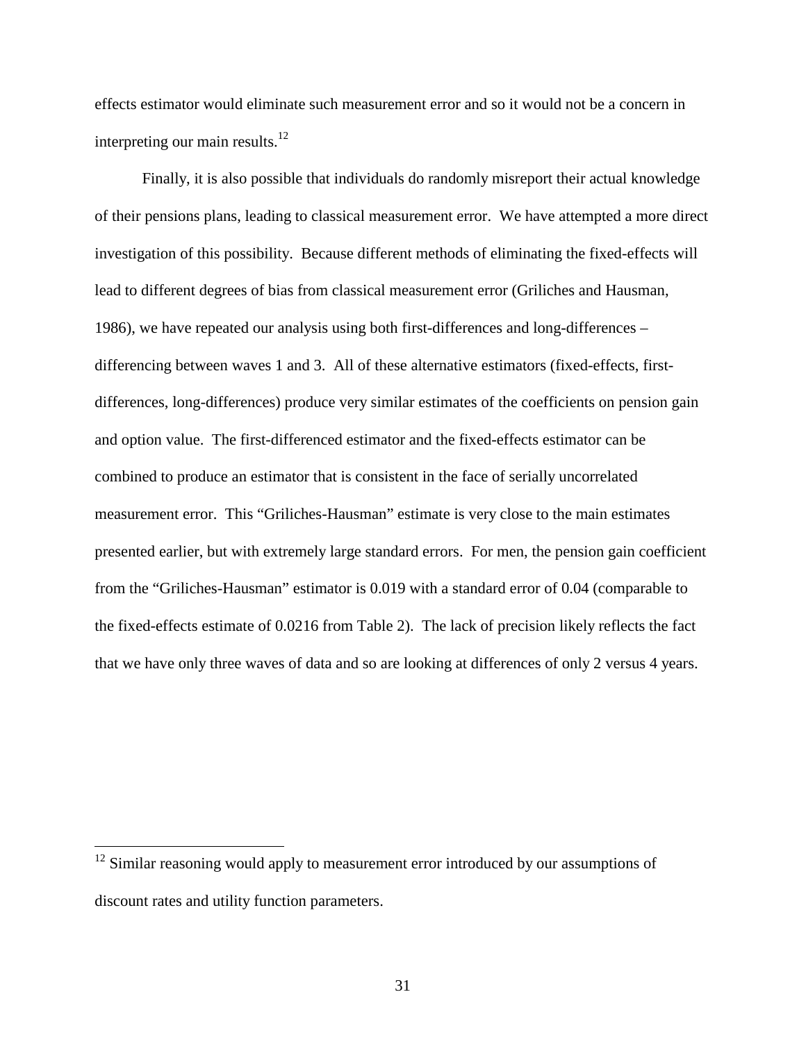effects estimator would eliminate such measurement error and so it would not be a concern in interpreting our main results.[12]

Finally, it is also possible that individuals do randomly misreport their actual knowledge of their pensions plans, leading to classical measurement error. We have attempted a more direct investigation of this possibility. Because different methods of eliminating the fixed-effects will lead to different degrees of bias from classical measurement error (Griliches and Hausman, 1986), we have repeated our analysis using both first-differences and long-differences – differencing between waves 1 and 3. All of these alternative estimators (fixed-effects, first-differences, long-differences) produce very similar estimates of the coefficients on pension gain and option value. The first-differenced estimator and the fixed-effects estimator can be combined to produce an estimator that is consistent in the face of serially uncorrelated measurement error. This "Griliches-Hausman" estimate is very close to the main estimates presented earlier, but with extremely large standard errors. For men, the pension gain coefficient from the "Griliches-Hausman" estimator is 0.019 with a standard error of 0.04 (comparable to the fixed-effects estimate of 0.0216 from Table 2). The lack of precision likely reflects the fact that we have only three waves of data and so are looking at differences of only 2 versus 4 years.

[12] Similar reasoning would apply to measurement error introduced by our assumptions of discount rates and utility function parameters.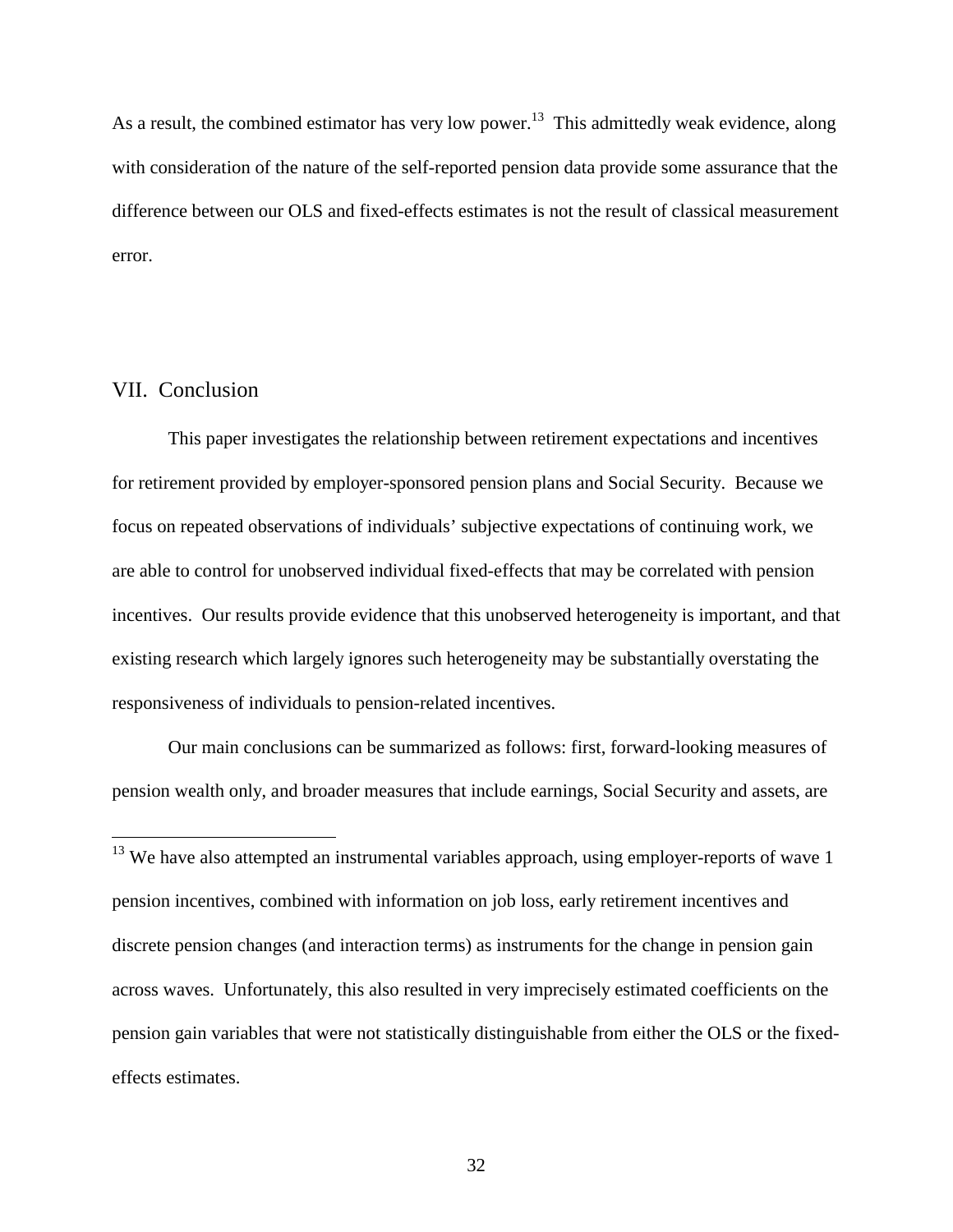As a result, the combined estimator has very low power.[13] This admittedly weak evidence, along with consideration of the nature of the self-reported pension data provide some assurance that the difference between our OLS and fixed-effects estimates is not the result of classical measurement error.

## VII. Conclusion

This paper investigates the relationship between retirement expectations and incentives for retirement provided by employer-sponsored pension plans and Social Security. Because we focus on repeated observations of individuals' subjective expectations of continuing work, we are able to control for unobserved individual fixed-effects that may be correlated with pension incentives. Our results provide evidence that this unobserved heterogeneity is important, and that existing research which largely ignores such heterogeneity may be substantially overstating the responsiveness of individuals to pension-related incentives.

Our main conclusions can be summarized as follows: first, forward-looking measures of pension wealth only, and broader measures that include earnings, Social Security and assets, are

---

[13] We have also attempted an instrumental variables approach, using employer-reports of wave 1 pension incentives, combined with information on job loss, early retirement incentives and discrete pension changes (and interaction terms) as instruments for the change in pension gain across waves. Unfortunately, this also resulted in very imprecisely estimated coefficients on the pension gain variables that were not statistically distinguishable from either the OLS or the fixed-effects estimates.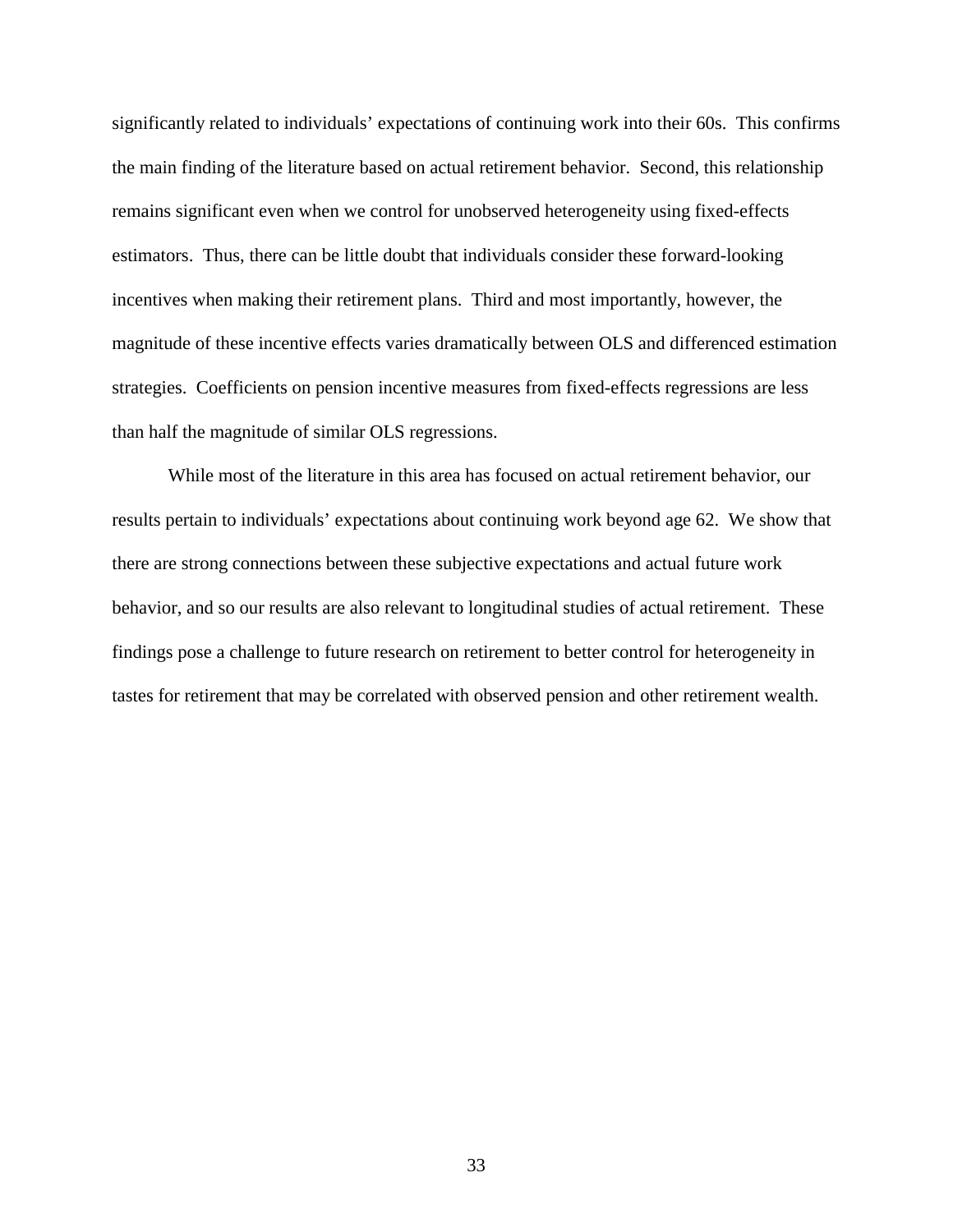significantly related to individuals' expectations of continuing work into their 60s. This confirms the main finding of the literature based on actual retirement behavior. Second, this relationship remains significant even when we control for unobserved heterogeneity using fixed-effects estimators. Thus, there can be little doubt that individuals consider these forward-looking incentives when making their retirement plans. Third and most importantly, however, the magnitude of these incentive effects varies dramatically between OLS and differenced estimation strategies. Coefficients on pension incentive measures from fixed-effects regressions are less than half the magnitude of similar OLS regressions.

While most of the literature in this area has focused on actual retirement behavior, our results pertain to individuals' expectations about continuing work beyond age 62. We show that there are strong connections between these subjective expectations and actual future work behavior, and so our results are also relevant to longitudinal studies of actual retirement. These findings pose a challenge to future research on retirement to better control for heterogeneity in tastes for retirement that may be correlated with observed pension and other retirement wealth.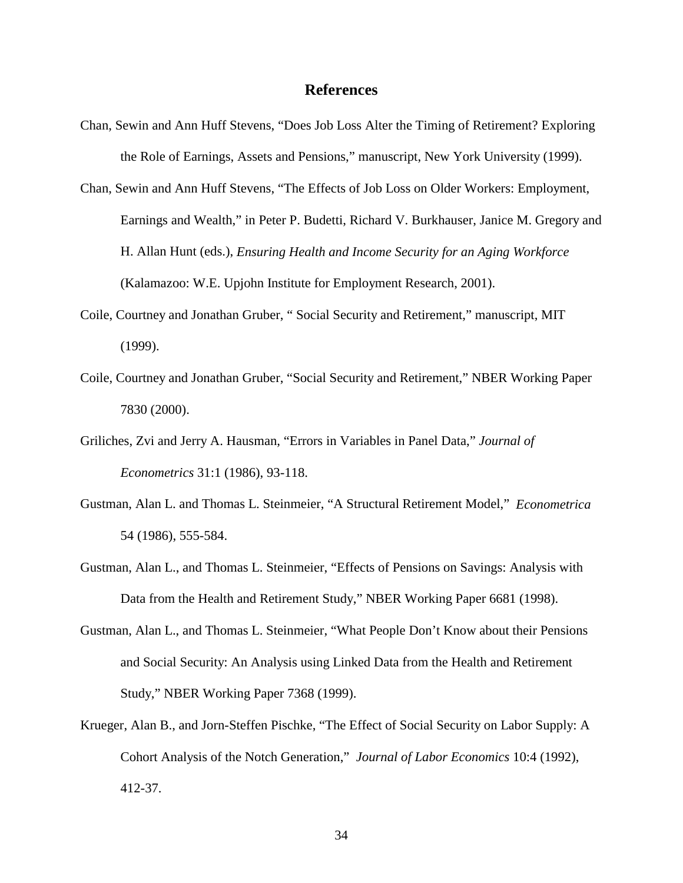# References

Chan, Sewin and Ann Huff Stevens, "Does Job Loss Alter the Timing of Retirement? Exploring the Role of Earnings, Assets and Pensions," manuscript, New York University (1999).

Chan, Sewin and Ann Huff Stevens, "The Effects of Job Loss on Older Workers: Employment, Earnings and Wealth," in Peter P. Budetti, Richard V. Burkhauser, Janice M. Gregory and H. Allan Hunt (eds.), *Ensuring Health and Income Security for an Aging Workforce* (Kalamazoo: W.E. Upjohn Institute for Employment Research, 2001).

Coile, Courtney and Jonathan Gruber, " Social Security and Retirement," manuscript, MIT (1999).

Coile, Courtney and Jonathan Gruber, "Social Security and Retirement," NBER Working Paper 7830 (2000).

Griliches, Zvi and Jerry A. Hausman, "Errors in Variables in Panel Data," *Journal of Econometrics* 31:1 (1986), 93-118.

Gustman, Alan L. and Thomas L. Steinmeier, "A Structural Retirement Model," *Econometrica* 54 (1986), 555-584.

Gustman, Alan L., and Thomas L. Steinmeier, "Effects of Pensions on Savings: Analysis with Data from the Health and Retirement Study," NBER Working Paper 6681 (1998).

Gustman, Alan L., and Thomas L. Steinmeier, "What People Don't Know about their Pensions and Social Security: An Analysis using Linked Data from the Health and Retirement Study," NBER Working Paper 7368 (1999).

Krueger, Alan B., and Jorn-Steffen Pischke, "The Effect of Social Security on Labor Supply: A Cohort Analysis of the Notch Generation," *Journal of Labor Economics* 10:4 (1992), 412-37.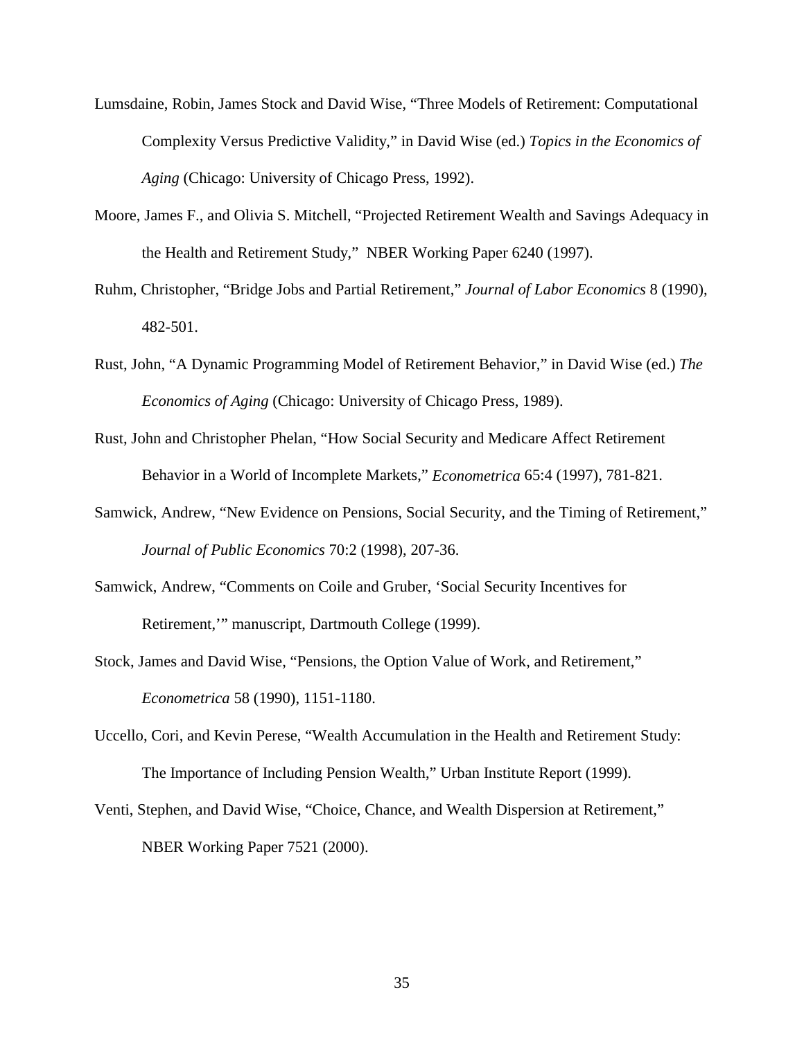Lumsdaine, Robin, James Stock and David Wise, “Three Models of Retirement: Computational Complexity Versus Predictive Validity,” in David Wise (ed.) *Topics in the Economics of Aging* (Chicago: University of Chicago Press, 1992).

Moore, James F., and Olivia S. Mitchell, “Projected Retirement Wealth and Savings Adequacy in the Health and Retirement Study,” NBER Working Paper 6240 (1997).

Ruhm, Christopher, “Bridge Jobs and Partial Retirement,” *Journal of Labor Economics* 8 (1990), 482-501.

Rust, John, “A Dynamic Programming Model of Retirement Behavior,” in David Wise (ed.) *The Economics of Aging* (Chicago: University of Chicago Press, 1989).

Rust, John and Christopher Phelan, “How Social Security and Medicare Affect Retirement Behavior in a World of Incomplete Markets,” *Econometrica* 65:4 (1997), 781-821.

Samwick, Andrew, “New Evidence on Pensions, Social Security, and the Timing of Retirement,” *Journal of Public Economics* 70:2 (1998), 207-36.

Samwick, Andrew, “Comments on Coile and Gruber, ‘Social Security Incentives for Retirement,’” manuscript, Dartmouth College (1999).

Stock, James and David Wise, “Pensions, the Option Value of Work, and Retirement,” *Econometrica* 58 (1990), 1151-1180.

Uccello, Cori, and Kevin Perese, “Wealth Accumulation in the Health and Retirement Study: The Importance of Including Pension Wealth,” Urban Institute Report (1999).

Venti, Stephen, and David Wise, “Choice, Chance, and Wealth Dispersion at Retirement,” NBER Working Paper 7521 (2000).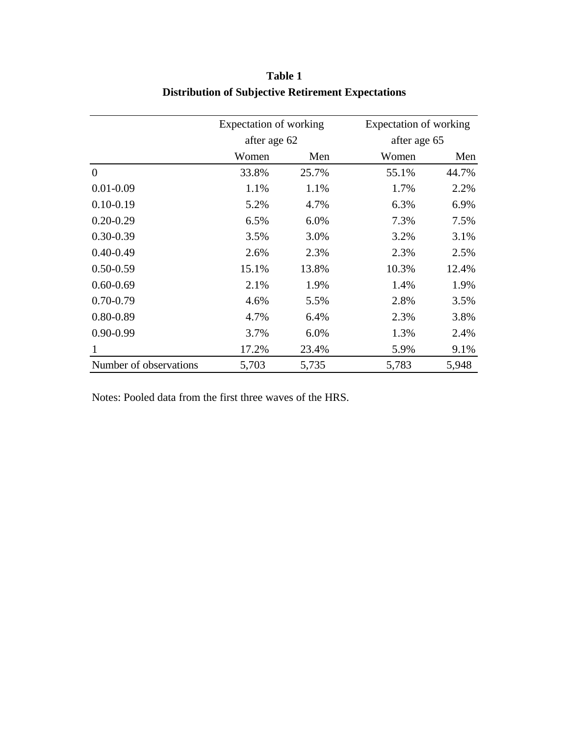**Table 1**
**Distribution of Subjective Retirement Expectations**

| | Expectation of working after age 62 | | Expectation of working after age 65 | |
|---|---|---|---|---|
| | Women | Men | Women | Men |
| 0 | 33.8% | 25.7% | 55.1% | 44.7% |
| 0.01-0.09 | 1.1% | 1.1% | 1.7% | 2.2% |
| 0.10-0.19 | 5.2% | 4.7% | 6.3% | 6.9% |
| 0.20-0.29 | 6.5% | 6.0% | 7.3% | 7.5% |
| 0.30-0.39 | 3.5% | 3.0% | 3.2% | 3.1% |
| 0.40-0.49 | 2.6% | 2.3% | 2.3% | 2.5% |
| 0.50-0.59 | 15.1% | 13.8% | 10.3% | 12.4% |
| 0.60-0.69 | 2.1% | 1.9% | 1.4% | 1.9% |
| 0.70-0.79 | 4.6% | 5.5% | 2.8% | 3.5% |
| 0.80-0.89 | 4.7% | 6.4% | 2.3% | 3.8% |
| 0.90-0.99 | 3.7% | 6.0% | 1.3% | 2.4% |
| 1 | 17.2% | 23.4% | 5.9% | 9.1% |
| Number of observations | 5,703 | 5,735 | 5,783 | 5,948 |

Notes: Pooled data from the first three waves of the HRS.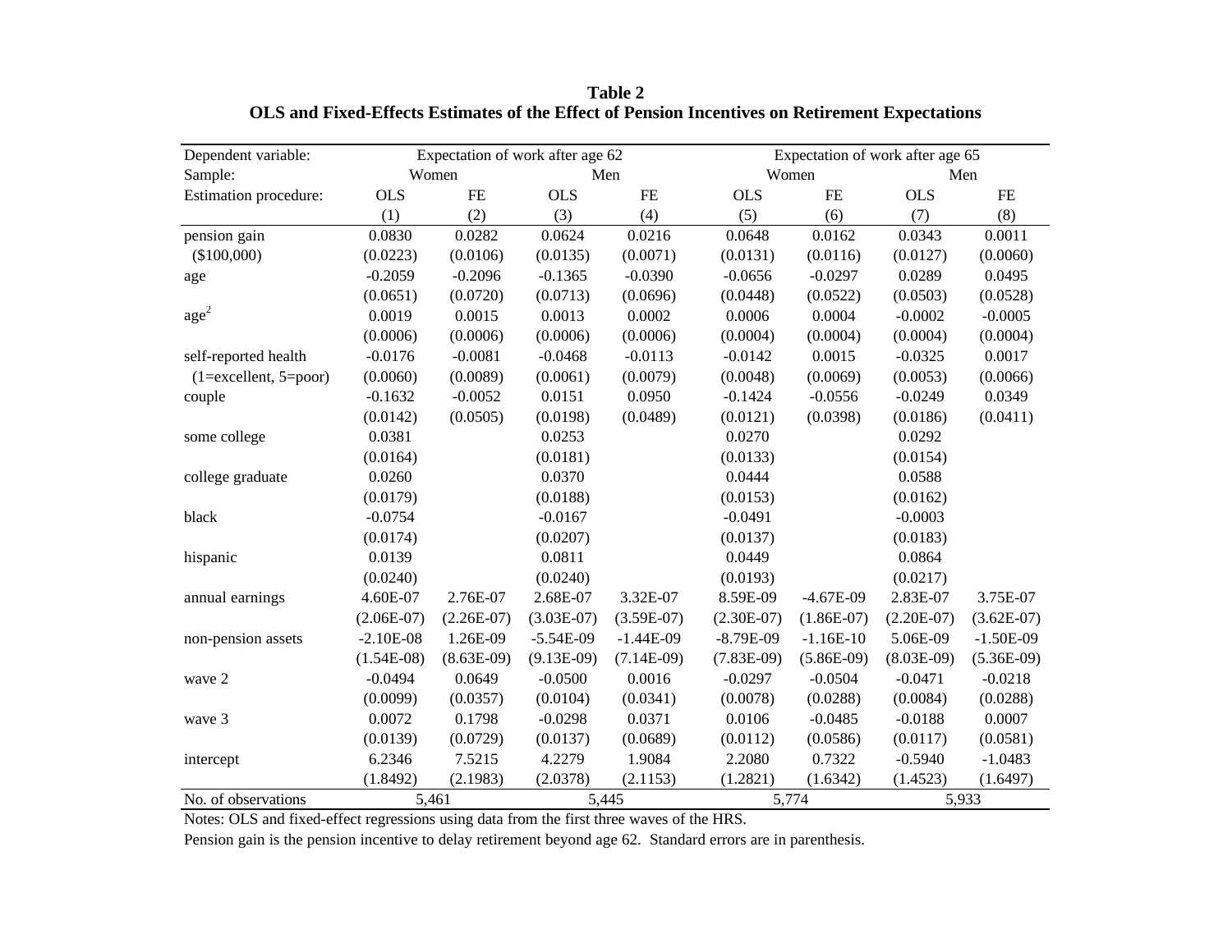**Table 2**
**OLS and Fixed-Effects Estimates of the Effect of Pension Incentives on Retirement Expectations**

| Dependent variable: | Expectation of work after age 62 | | | | Expectation of work after age 65 | | | |
|---|---|---|---|---|---|---|---|---|
| Sample: | Women | | Men | | Women | | Men | |
| Estimation procedure: | OLS | FE | OLS | FE | OLS | FE | OLS | FE |
| | (1) | (2) | (3) | (4) | (5) | (6) | (7) | (8) |
| pension gain | 0.0830 | 0.0282 | 0.0624 | 0.0216 | 0.0648 | 0.0162 | 0.0343 | 0.0011 |
| ($100,000) | (0.0223) | (0.0106) | (0.0135) | (0.0071) | (0.0131) | (0.0116) | (0.0127) | (0.0060) |
| age | -0.2059 | -0.2096 | -0.1365 | -0.0390 | -0.0656 | -0.0297 | 0.0289 | 0.0495 |
| | (0.0651) | (0.0720) | (0.0713) | (0.0696) | (0.0448) | (0.0522) | (0.0503) | (0.0528) |
| $age^2$ | 0.0019 | 0.0015 | 0.0013 | 0.0002 | 0.0006 | 0.0004 | -0.0002 | -0.0005 |
| | (0.0006) | (0.0006) | (0.0006) | (0.0006) | (0.0004) | (0.0004) | (0.0004) | (0.0004) |
| self-reported health | -0.0176 | -0.0081 | -0.0468 | -0.0113 | -0.0142 | 0.0015 | -0.0325 | 0.0017 |
| (1=excellent, 5=poor) | (0.0060) | (0.0089) | (0.0061) | (0.0079) | (0.0048) | (0.0069) | (0.0053) | (0.0066) |
| couple | -0.1632 | -0.0052 | 0.0151 | 0.0950 | -0.1424 | -0.0556 | -0.0249 | 0.0349 |
| | (0.0142) | (0.0505) | (0.0198) | (0.0489) | (0.0121) | (0.0398) | (0.0186) | (0.0411) |
| some college | 0.0381 | | 0.0253 | | 0.0270 | | 0.0292 | |
| | (0.0164) | | (0.0181) | | (0.0133) | | (0.0154) | |
| college graduate | 0.0260 | | 0.0370 | | 0.0444 | | 0.0588 | |
| | (0.0179) | | (0.0188) | | (0.0153) | | (0.0162) | |
| black | -0.0754 | | -0.0167 | | -0.0491 | | -0.0003 | |
| | (0.0174) | | (0.0207) | | (0.0137) | | (0.0183) | |
| hispanic | 0.0139 | | 0.0811 | | 0.0449 | | 0.0864 | |
| | (0.0240) | | (0.0240) | | (0.0193) | | (0.0217) | |
| annual earnings | 4.60E-07 | 2.76E-07 | 2.68E-07 | 3.32E-07 | 8.59E-09 | -4.67E-09 | 2.83E-07 | 3.75E-07 |
| | (2.06E-07) | (2.26E-07) | (3.03E-07) | (3.59E-07) | (2.30E-07) | (1.86E-07) | (2.20E-07) | (3.62E-07) |
| non-pension assets | -2.10E-08 | 1.26E-09 | -5.54E-09 | -1.44E-09 | -8.79E-09 | -1.16E-10 | 5.06E-09 | -1.50E-09 |
| | (1.54E-08) | (8.63E-09) | (9.13E-09) | (7.14E-09) | (7.83E-09) | (5.86E-09) | (8.03E-09) | (5.36E-09) |
| wave 2 | -0.0494 | 0.0649 | -0.0500 | 0.0016 | -0.0297 | -0.0504 | -0.0471 | -0.0218 |
| | (0.0099) | (0.0357) | (0.0104) | (0.0341) | (0.0078) | (0.0288) | (0.0084) | (0.0288) |
| wave 3 | 0.0072 | 0.1798 | -0.0298 | 0.0371 | 0.0106 | -0.0485 | -0.0188 | 0.0007 |
| | (0.0139) | (0.0729) | (0.0137) | (0.0689) | (0.0112) | (0.0586) | (0.0117) | (0.0581) |
| intercept | 6.2346 | 7.5215 | 4.2279 | 1.9084 | 2.2080 | 0.7322 | -0.5940 | -1.0483 |
| | (1.8492) | (2.1983) | (2.0378) | (2.1153) | (1.2821) | (1.6342) | (1.4523) | (1.6497) |
| No. of observations | 5,461 | | 5,445 | | 5,774 | | 5,933 | |

Notes: OLS and fixed-effect regressions using data from the first three waves of the HRS.

Pension gain is the pension incentive to delay retirement beyond age 62. Standard errors are in parenthesis.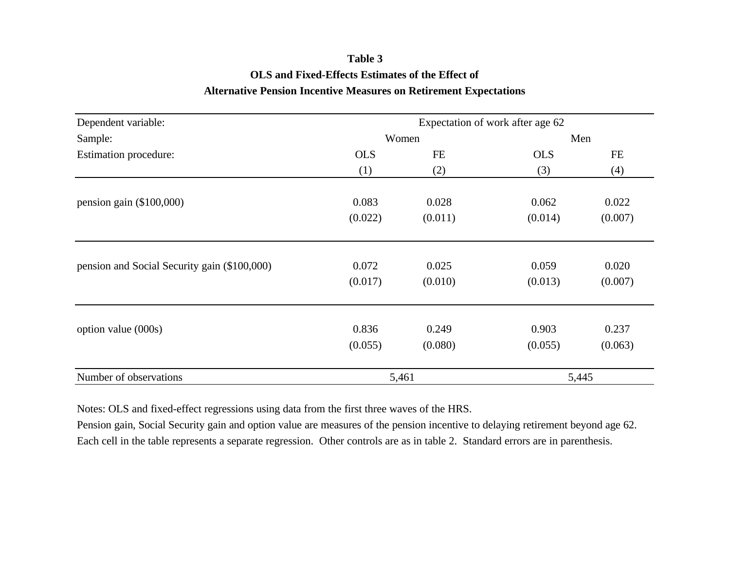**Table 3**

**OLS and Fixed-Effects Estimates of the Effect of**

**Alternative Pension Incentive Measures on Retirement Expectations**

| Dependent variable: | Expectation of work after age 62 | | | |
|---|---|---|---|---|
| Sample: | Women | | Men | |
| Estimation procedure: | OLS | FE | OLS | FE |
| | (1) | (2) | (3) | (4) |
| pension gain ($100,000) | 0.083 | 0.028 | 0.062 | 0.022 |
| | (0.022) | (0.011) | (0.014) | (0.007) |
| pension and Social Security gain ($100,000) | 0.072 | 0.025 | 0.059 | 0.020 |
| | (0.017) | (0.010) | (0.013) | (0.007) |
| option value (000s) | 0.836 | 0.249 | 0.903 | 0.237 |
| | (0.055) | (0.080) | (0.055) | (0.063) |
| Number of observations | 5,461 | | 5,445 | |

Notes: OLS and fixed-effect regressions using data from the first three waves of the HRS.
Pension gain, Social Security gain and option value are measures of the pension incentive to delaying retirement beyond age 62.
Each cell in the table represents a separate regression. Other controls are as in table 2. Standard errors are in parenthesis.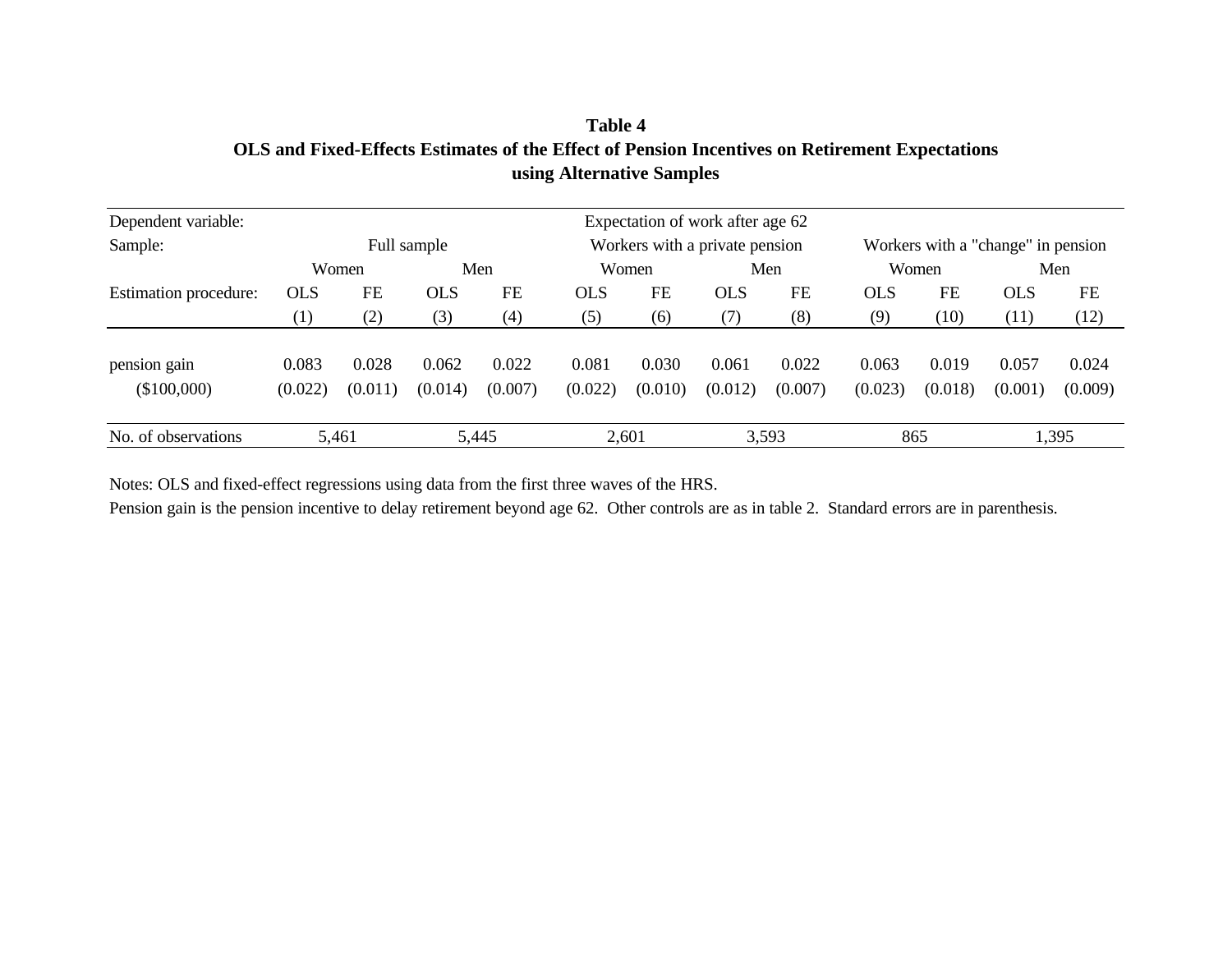**Table 4**
**OLS and Fixed-Effects Estimates of the Effect of Pension Incentives on Retirement Expectations using Alternative Samples**

| Dependent variable: | Expectation of work after age 62 | | | | | | | | | | | |
|---|---|---|---|---|---|---|---|---|---|---|---|---|
| Sample: | Full sample | | | | Workers with a private pension | | | | Workers with a "change" in pension | | | |
| | Women | | Men | | Women | | Men | | Women | | Men | |
| Estimation procedure: | OLS | FE | OLS | FE | OLS | FE | OLS | FE | OLS | FE | OLS | FE |
| | (1) | (2) | (3) | (4) | (5) | (6) | (7) | (8) | (9) | (10) | (11) | (12) |
| pension gain | 0.083 | 0.028 | 0.062 | 0.022 | 0.081 | 0.030 | 0.061 | 0.022 | 0.063 | 0.019 | 0.057 | 0.024 |
| ($100,000) | (0.022) | (0.011) | (0.014) | (0.007) | (0.022) | (0.010) | (0.012) | (0.007) | (0.023) | (0.018) | (0.001) | (0.009) |
| No. of observations | 5,461 | | 5,445 | | 2,601 | | 3,593 | | 865 | | 1,395 | |

Notes: OLS and fixed-effect regressions using data from the first three waves of the HRS.
Pension gain is the pension incentive to delay retirement beyond age 62. Other controls are as in table 2. Standard errors are in parenthesis.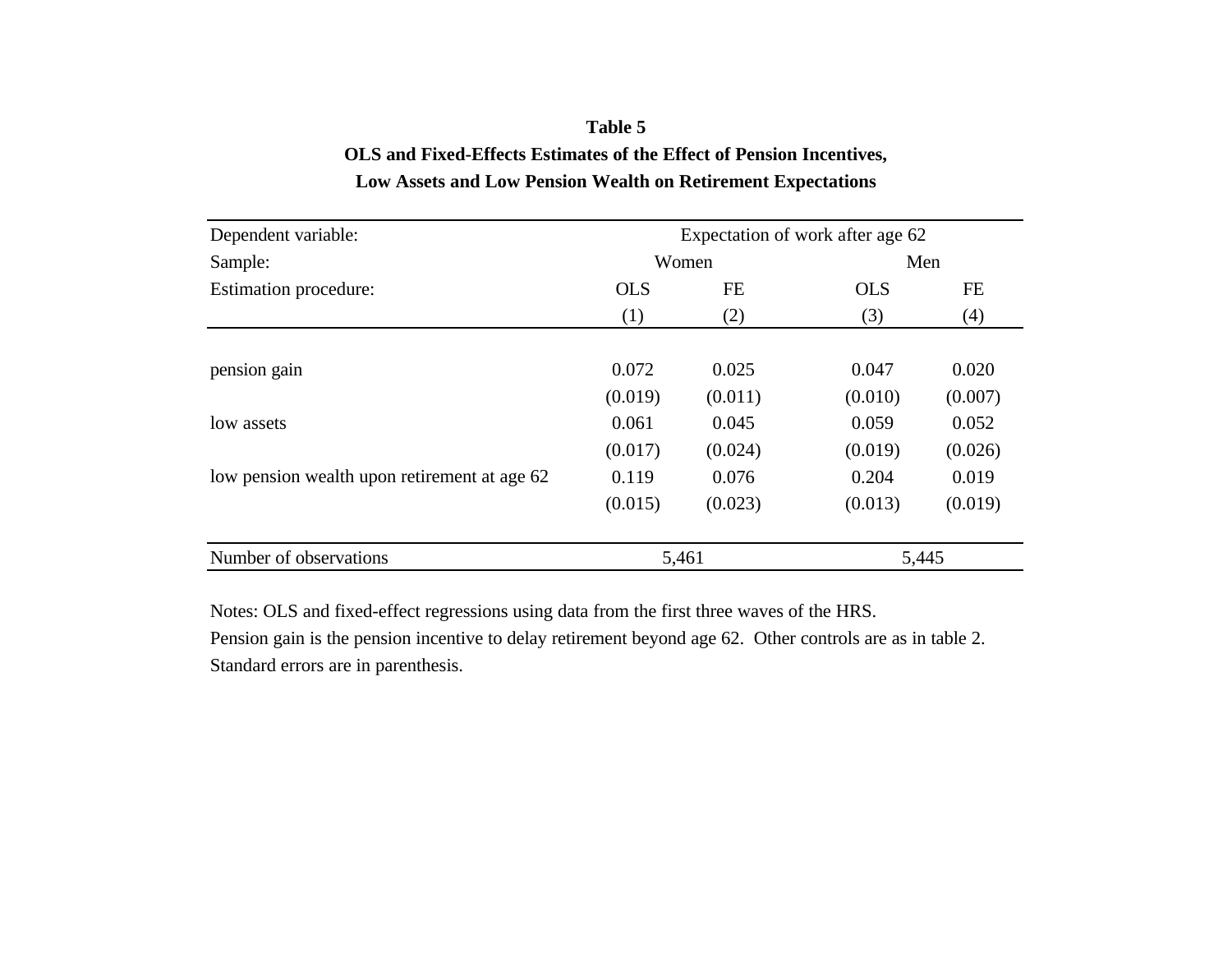**Table 5**

**OLS and Fixed-Effects Estimates of the Effect of Pension Incentives, Low Assets and Low Pension Wealth on Retirement Expectations**

| Dependent variable: | Expectation of work after age 62 | | | |
|---|---|---|---|---|
| Sample: | Women | | Men | |
| Estimation procedure: | OLS | FE | OLS | FE |
| | (1) | (2) | (3) | (4) |
| pension gain | 0.072 | 0.025 | 0.047 | 0.020 |
| | (0.019) | (0.011) | (0.010) | (0.007) |
| low assets | 0.061 | 0.045 | 0.059 | 0.052 |
| | (0.017) | (0.024) | (0.019) | (0.026) |
| low pension wealth upon retirement at age 62 | 0.119 | 0.076 | 0.204 | 0.019 |
| | (0.015) | (0.023) | (0.013) | (0.019) |
| Number of observations | 5,461 | | 5,445 | |

Notes: OLS and fixed-effect regressions using data from the first three waves of the HRS.
Pension gain is the pension incentive to delay retirement beyond age 62. Other controls are as in table 2.
Standard errors are in parenthesis.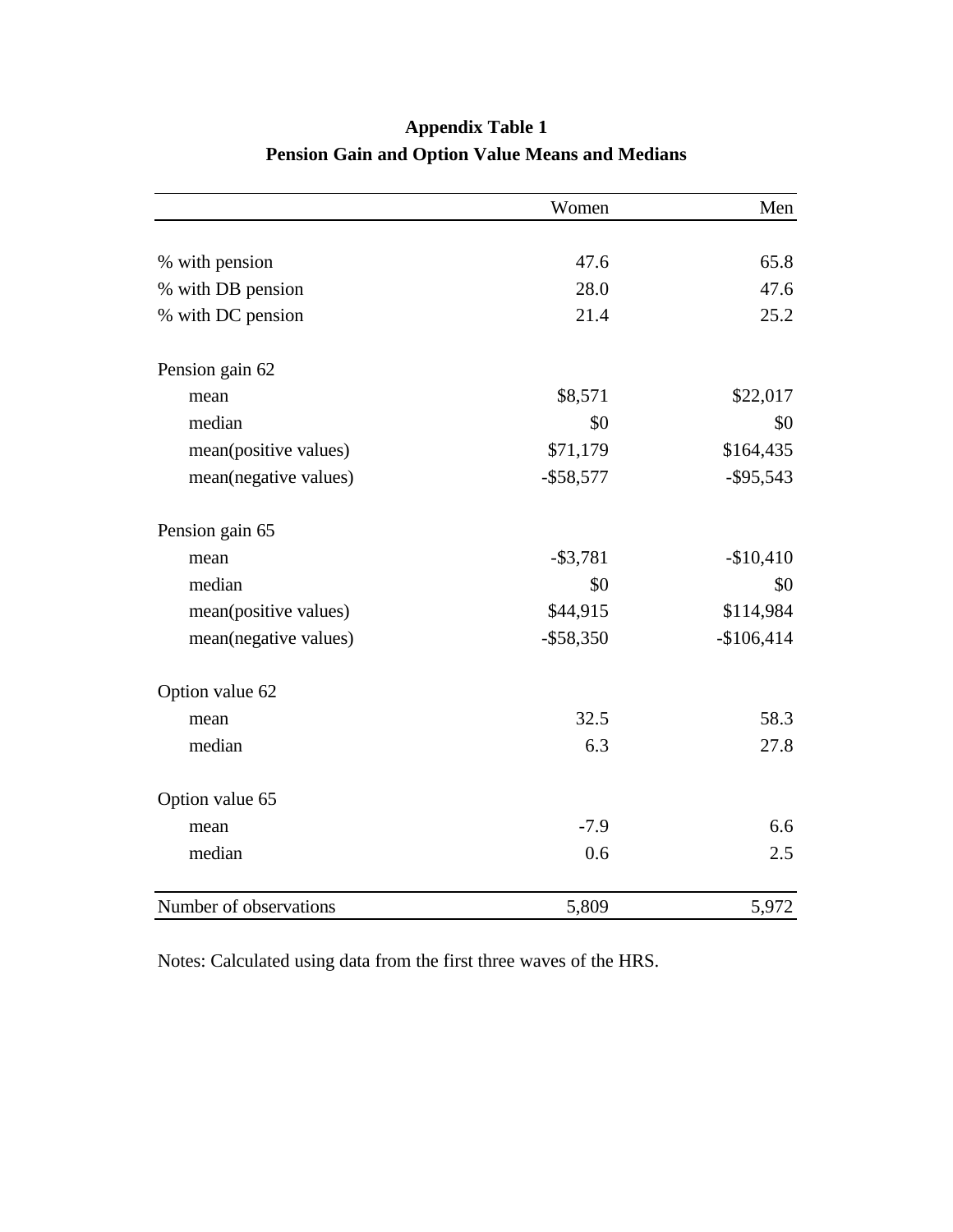**Appendix Table 1**
**Pension Gain and Option Value Means and Medians**

| | Women | Men |
|---|---|---|
| % with pension | 47.6 | 65.8 |
| % with DB pension | 28.0 | 47.6 |
| % with DC pension | 21.4 | 25.2 |
| Pension gain 62 | | |
| mean | $8,571 | $22,017 |
| median | $0 | $0 |
| mean(positive values) | $71,179 | $164,435 |
| mean(negative values) | -$58,577 | -$95,543 |
| Pension gain 65 | | |
| mean | -$3,781 | -$10,410 |
| median | $0 | $0 |
| mean(positive values) | $44,915 | $114,984 |
| mean(negative values) | -$58,350 | -$106,414 |
| Option value 62 | | |
| mean | 32.5 | 58.3 |
| median | 6.3 | 27.8 |
| Option value 65 | | |
| mean | -7.9 | 6.6 |
| median | 0.6 | 2.5 |
| Number of observations | 5,809 | 5,972 |

Notes: Calculated using data from the first three waves of the HRS.